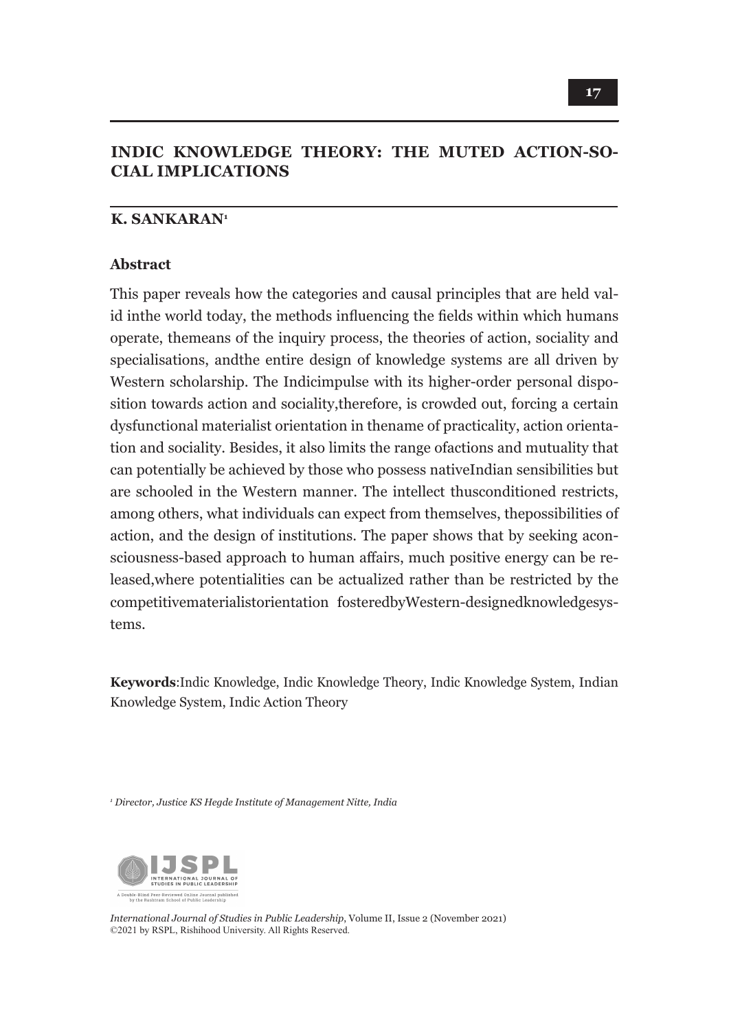# INDIC KNOWLEDGE THEORY: THE MUTED ACTION-SOCIAL IMPLICATIONS

## K. SANKARAN[1]

### Abstract

This paper reveals how the categories and causal principles that are held valid inthe world today, the methods influencing the fields within which humans operate, themeans of the inquiry process, the theories of action, sociality and specialisations, andthe entire design of knowledge systems are all driven by Western scholarship. The Indicimpulse with its higher-order personal disposition towards action and sociality,therefore, is crowded out, forcing a certain dysfunctional materialist orientation in thename of practicality, action orientation and sociality. Besides, it also limits the range ofactions and mutuality that can potentially be achieved by those who possess nativeIndian sensibilities but are schooled in the Western manner. The intellect thusconditioned restricts, among others, what individuals can expect from themselves, thepossibilities of action, and the design of institutions. The paper shows that by seeking aconsciousness-based approach to human affairs, much positive energy can be released,where potentialities can be actualized rather than be restricted by the competitivematerialistorientation fosteredbyWestern-designedknowledgesystems.

**Keywords**:Indic Knowledge, Indic Knowledge Theory, Indic Knowledge System, Indian Knowledge System, Indic Action Theory

[1] *Director, Justice KS Hegde Institute of Management Nitte, India*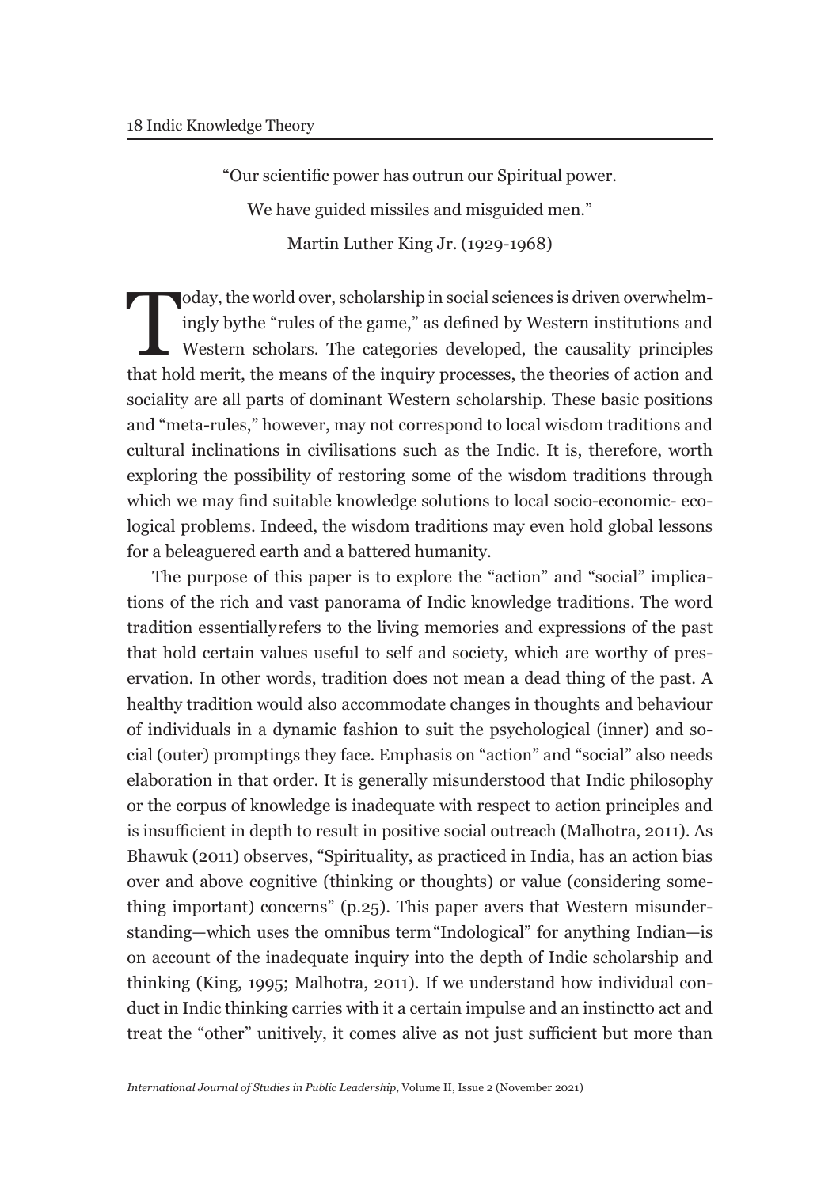"Our scientific power has outrun our Spiritual power.

We have guided missiles and misguided men."

Martin Luther King Jr. (1929-1968)

Today, the world over, scholarship in social sciences is driven overwhelmingly bythe "rules of the game," as defined by Western institutions and Western scholars. The categories developed, the causality principles that hold merit, the means of the inquiry processes, the theories of action and sociality are all parts of dominant Western scholarship. These basic positions and "meta-rules," however, may not correspond to local wisdom traditions and cultural inclinations in civilisations such as the Indic. It is, therefore, worth exploring the possibility of restoring some of the wisdom traditions through which we may find suitable knowledge solutions to local socio-economic- ecological problems. Indeed, the wisdom traditions may even hold global lessons for a beleaguered earth and a battered humanity.

The purpose of this paper is to explore the "action" and "social" implications of the rich and vast panorama of Indic knowledge traditions. The word tradition essentiallyrefers to the living memories and expressions of the past that hold certain values useful to self and society, which are worthy of preservation. In other words, tradition does not mean a dead thing of the past. A healthy tradition would also accommodate changes in thoughts and behaviour of individuals in a dynamic fashion to suit the psychological (inner) and social (outer) promptings they face. Emphasis on "action" and "social" also needs elaboration in that order. It is generally misunderstood that Indic philosophy or the corpus of knowledge is inadequate with respect to action principles and is insufficient in depth to result in positive social outreach (Malhotra, 2011). As Bhawuk (2011) observes, "Spirituality, as practiced in India, has an action bias over and above cognitive (thinking or thoughts) or value (considering something important) concerns" (p.25). This paper avers that Western misunderstanding—which uses the omnibus term"Indological" for anything Indian—is on account of the inadequate inquiry into the depth of Indic scholarship and thinking (King, 1995; Malhotra, 2011). If we understand how individual conduct in Indic thinking carries with it a certain impulse and an instinctto act and treat the "other" unitively, it comes alive as not just sufficient but more than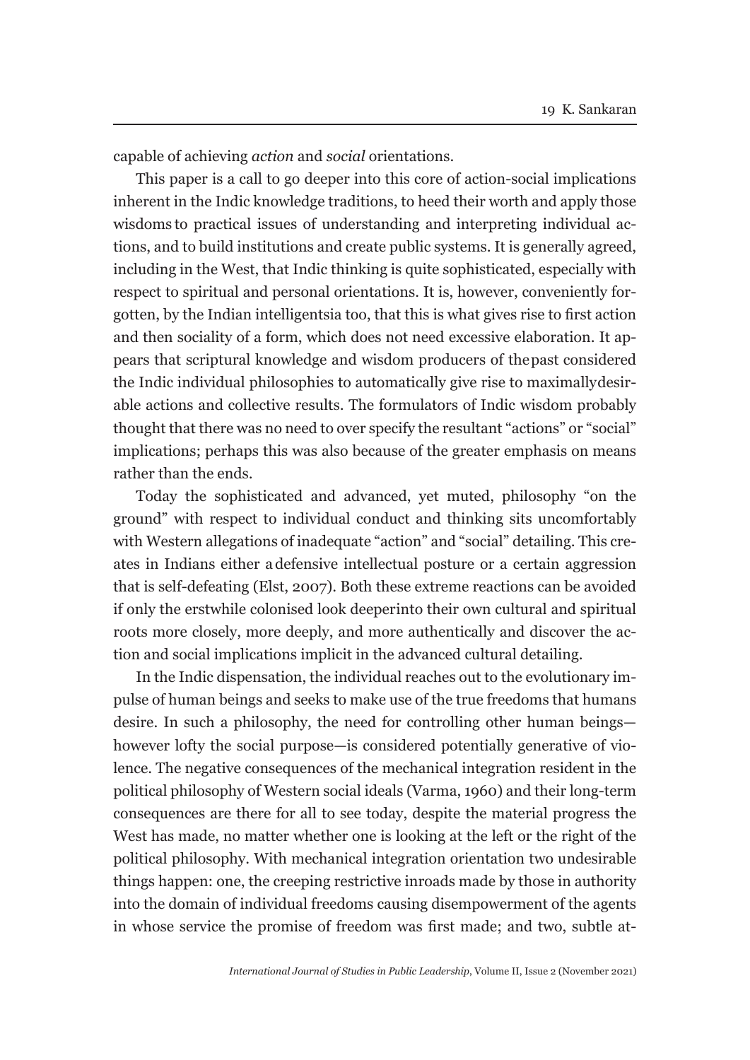capable of achieving *action* and *social* orientations.

This paper is a call to go deeper into this core of action-social implications inherent in the Indic knowledge traditions, to heed their worth and apply those wisdoms to practical issues of understanding and interpreting individual actions, and to build institutions and create public systems. It is generally agreed, including in the West, that Indic thinking is quite sophisticated, especially with respect to spiritual and personal orientations. It is, however, conveniently forgotten, by the Indian intelligentsia too, that this is what gives rise to first action and then sociality of a form, which does not need excessive elaboration. It appears that scriptural knowledge and wisdom producers of the past considered the Indic individual philosophies to automatically give rise to maximally desirable actions and collective results. The formulators of Indic wisdom probably thought that there was no need to over specify the resultant "actions" or "social" implications; perhaps this was also because of the greater emphasis on means rather than the ends.

Today the sophisticated and advanced, yet muted, philosophy "on the ground" with respect to individual conduct and thinking sits uncomfortably with Western allegations of inadequate "action" and "social" detailing. This creates in Indians either a defensive intellectual posture or a certain aggression that is self-defeating (Elst, 2007). Both these extreme reactions can be avoided if only the erstwhile colonised look deeper into their own cultural and spiritual roots more closely, more deeply, and more authentically and discover the action and social implications implicit in the advanced cultural detailing.

In the Indic dispensation, the individual reaches out to the evolutionary impulse of human beings and seeks to make use of the true freedoms that humans desire. In such a philosophy, the need for controlling other human beings—however lofty the social purpose—is considered potentially generative of violence. The negative consequences of the mechanical integration resident in the political philosophy of Western social ideals (Varma, 1960) and their long-term consequences are there for all to see today, despite the material progress the West has made, no matter whether one is looking at the left or the right of the political philosophy. With mechanical integration orientation two undesirable things happen: one, the creeping restrictive inroads made by those in authority into the domain of individual freedoms causing disempowerment of the agents in whose service the promise of freedom was first made; and two, subtle at-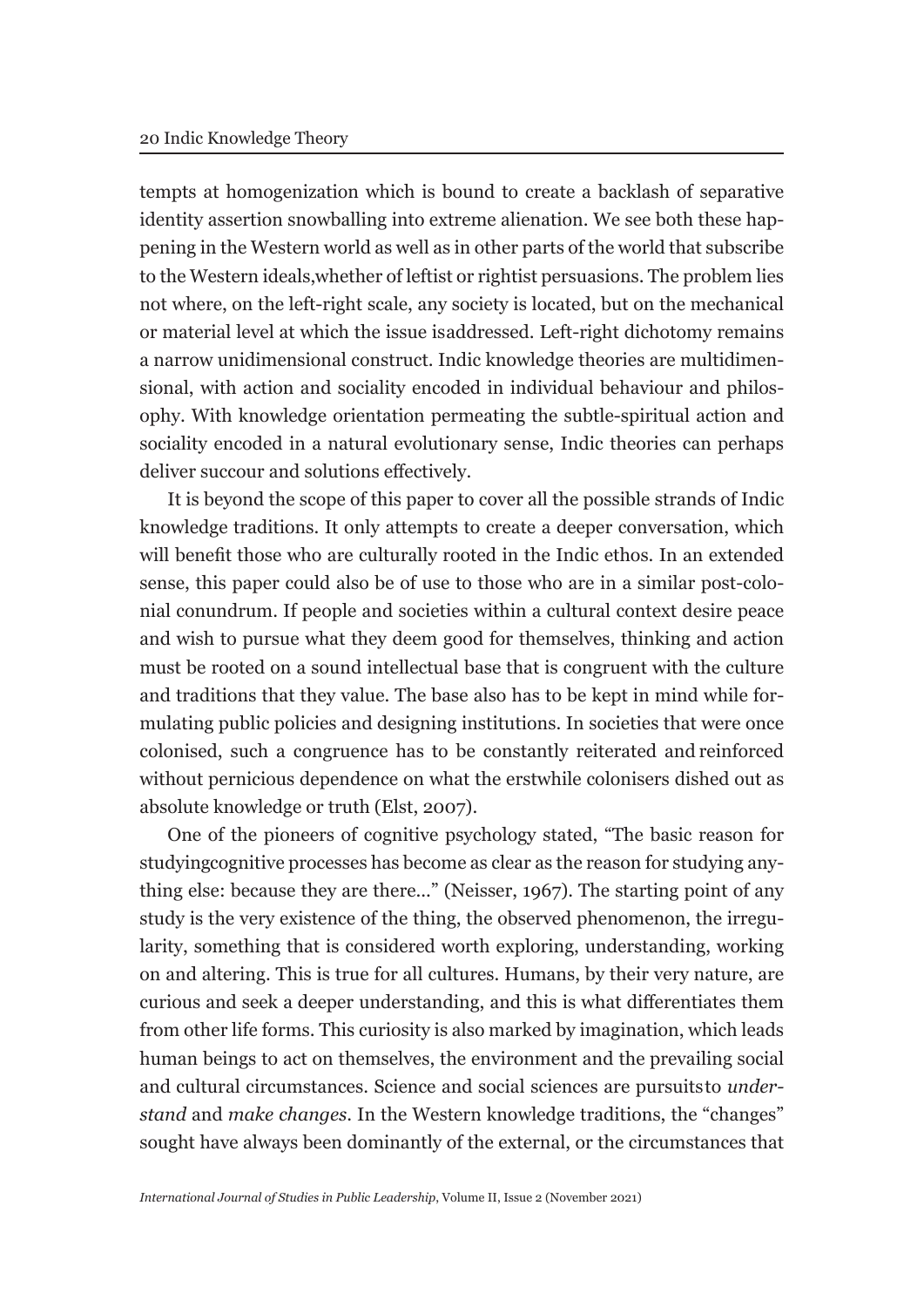tempts at homogenization which is bound to create a backlash of separative identity assertion snowballing into extreme alienation. We see both these happening in the Western world as well as in other parts of the world that subscribe to the Western ideals,whether of leftist or rightist persuasions. The problem lies not where, on the left-right scale, any society is located, but on the mechanical or material level at which the issue isaddressed. Left-right dichotomy remains a narrow unidimensional construct. Indic knowledge theories are multidimensional, with action and sociality encoded in individual behaviour and philosophy. With knowledge orientation permeating the subtle-spiritual action and sociality encoded in a natural evolutionary sense, Indic theories can perhaps deliver succour and solutions effectively.

It is beyond the scope of this paper to cover all the possible strands of Indic knowledge traditions. It only attempts to create a deeper conversation, which will benefit those who are culturally rooted in the Indic ethos. In an extended sense, this paper could also be of use to those who are in a similar post-colonial conundrum. If people and societies within a cultural context desire peace and wish to pursue what they deem good for themselves, thinking and action must be rooted on a sound intellectual base that is congruent with the culture and traditions that they value. The base also has to be kept in mind while formulating public policies and designing institutions. In societies that were once colonised, such a congruence has to be constantly reiterated and reinforced without pernicious dependence on what the erstwhile colonisers dished out as absolute knowledge or truth (Elst, 2007).

One of the pioneers of cognitive psychology stated, "The basic reason for studyingcognitive processes has become as clear as the reason for studying anything else: because they are there..." (Neisser, 1967). The starting point of any study is the very existence of the thing, the observed phenomenon, the irregularity, something that is considered worth exploring, understanding, working on and altering. This is true for all cultures. Humans, by their very nature, are curious and seek a deeper understanding, and this is what differentiates them from other life forms. This curiosity is also marked by imagination, which leads human beings to act on themselves, the environment and the prevailing social and cultural circumstances. Science and social sciences are pursuitsto *understand* and *make changes*. In the Western knowledge traditions, the "changes" sought have always been dominantly of the external, or the circumstances that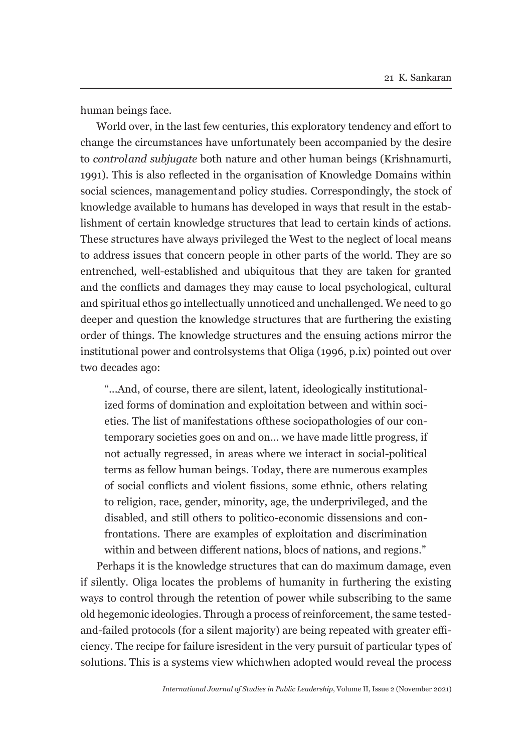human beings face.

World over, in the last few centuries, this exploratory tendency and effort to change the circumstances have unfortunately been accompanied by the desire to *controland subjugate* both nature and other human beings (Krishnamurti, 1991). This is also reflected in the organisation of Knowledge Domains within social sciences, managementand policy studies. Correspondingly, the stock of knowledge available to humans has developed in ways that result in the establishment of certain knowledge structures that lead to certain kinds of actions. These structures have always privileged the West to the neglect of local means to address issues that concern people in other parts of the world. They are so entrenched, well-established and ubiquitous that they are taken for granted and the conflicts and damages they may cause to local psychological, cultural and spiritual ethos go intellectually unnoticed and unchallenged. We need to go deeper and question the knowledge structures that are furthering the existing order of things. The knowledge structures and the ensuing actions mirror the institutional power and controlsystems that Oliga (1996, p.ix) pointed out over two decades ago:

> "…And, of course, there are silent, latent, ideologically institutionalized forms of domination and exploitation between and within societies. The list of manifestations ofthese sociopathologies of our contemporary societies goes on and on… we have made little progress, if not actually regressed, in areas where we interact in social-political terms as fellow human beings. Today, there are numerous examples of social conflicts and violent fissions, some ethnic, others relating to religion, race, gender, minority, age, the underprivileged, and the disabled, and still others to politico-economic dissensions and confrontations. There are examples of exploitation and discrimination within and between different nations, blocs of nations, and regions."

Perhaps it is the knowledge structures that can do maximum damage, even if silently. Oliga locates the problems of humanity in furthering the existing ways to control through the retention of power while subscribing to the same old hegemonic ideologies. Through a process of reinforcement, the same tested-and-failed protocols (for a silent majority) are being repeated with greater efficiency. The recipe for failure isresident in the very pursuit of particular types of solutions. This is a systems view whichwhen adopted would reveal the process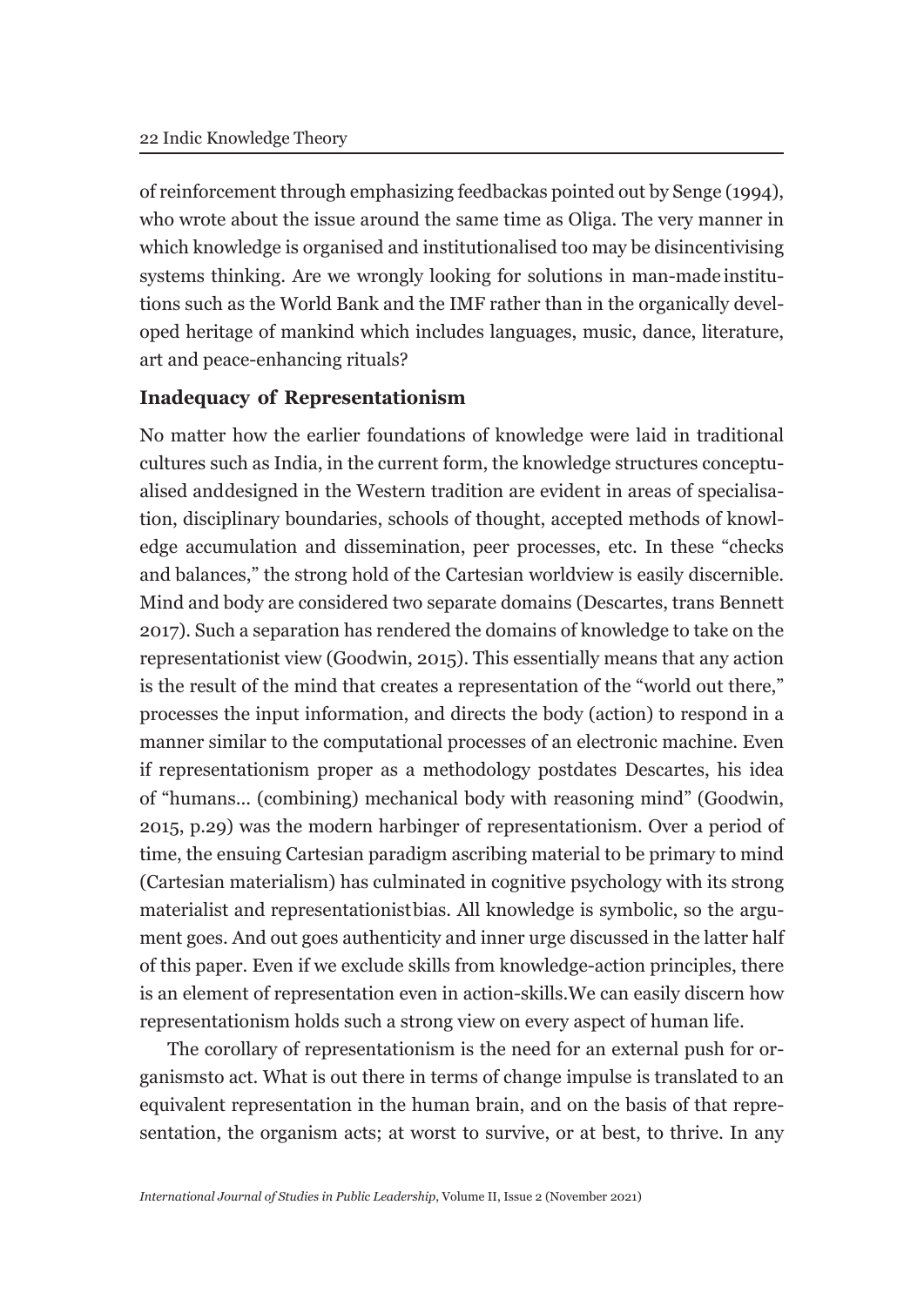of reinforcement through emphasizing feedbackas pointed out by Senge (1994), who wrote about the issue around the same time as Oliga. The very manner in which knowledge is organised and institutionalised too may be disincentivising systems thinking. Are we wrongly looking for solutions in man-made institutions such as the World Bank and the IMF rather than in the organically developed heritage of mankind which includes languages, music, dance, literature, art and peace-enhancing rituals?

### Inadequacy of Representationism

No matter how the earlier foundations of knowledge were laid in traditional cultures such as India, in the current form, the knowledge structures conceptualised anddesigned in the Western tradition are evident in areas of specialisation, disciplinary boundaries, schools of thought, accepted methods of knowledge accumulation and dissemination, peer processes, etc. In these "checks and balances," the strong hold of the Cartesian worldview is easily discernible. Mind and body are considered two separate domains (Descartes, trans Bennett 2017). Such a separation has rendered the domains of knowledge to take on the representationist view (Goodwin, 2015). This essentially means that any action is the result of the mind that creates a representation of the "world out there," processes the input information, and directs the body (action) to respond in a manner similar to the computational processes of an electronic machine. Even if representationism proper as a methodology postdates Descartes, his idea of "humans... (combining) mechanical body with reasoning mind" (Goodwin, 2015, p.29) was the modern harbinger of representationism. Over a period of time, the ensuing Cartesian paradigm ascribing material to be primary to mind (Cartesian materialism) has culminated in cognitive psychology with its strong materialist and representationistbias. All knowledge is symbolic, so the argument goes. And out goes authenticity and inner urge discussed in the latter half of this paper. Even if we exclude skills from knowledge-action principles, there is an element of representation even in action-skills.We can easily discern how representationism holds such a strong view on every aspect of human life.

The corollary of representationism is the need for an external push for organismsto act. What is out there in terms of change impulse is translated to an equivalent representation in the human brain, and on the basis of that representation, the organism acts; at worst to survive, or at best, to thrive. In any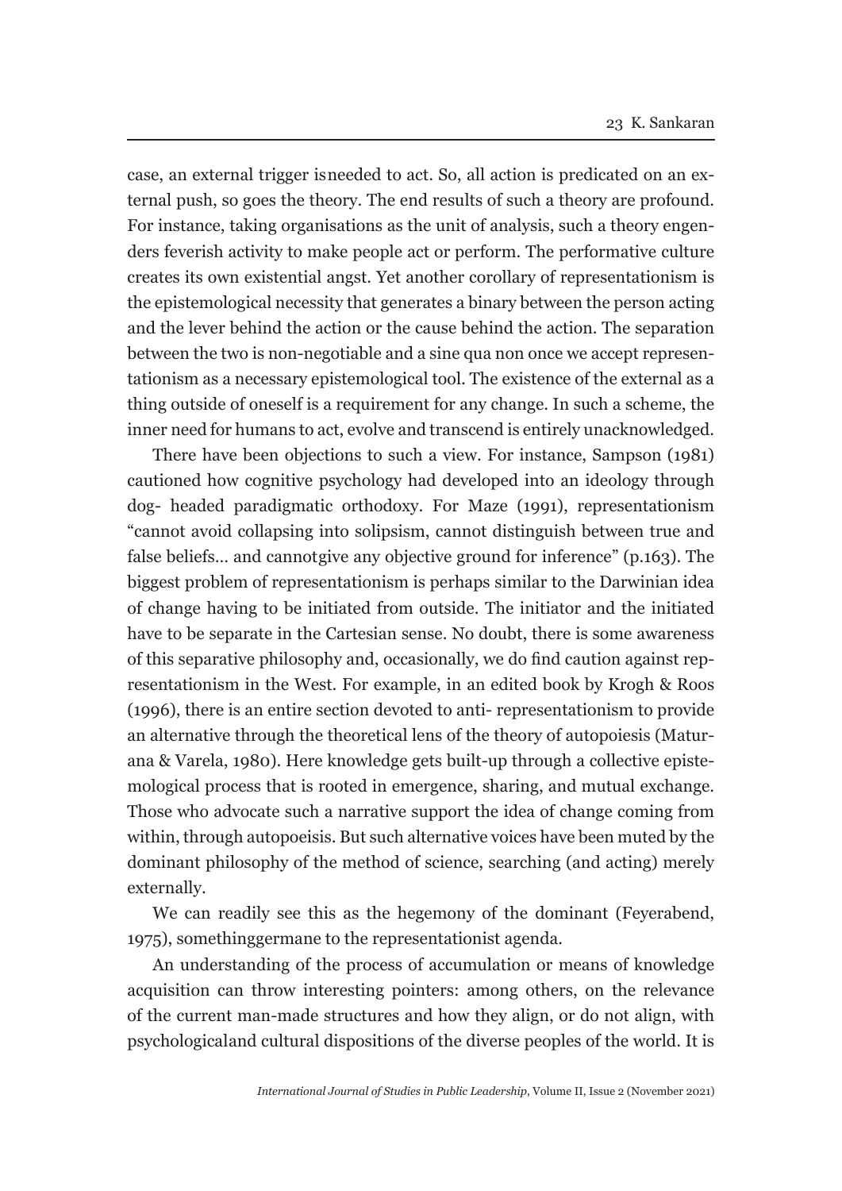case, an external trigger isneeded to act. So, all action is predicated on an external push, so goes the theory. The end results of such a theory are profound. For instance, taking organisations as the unit of analysis, such a theory engenders feverish activity to make people act or perform. The performative culture creates its own existential angst. Yet another corollary of representationism is the epistemological necessity that generates a binary between the person acting and the lever behind the action or the cause behind the action. The separation between the two is non-negotiable and a sine qua non once we accept representationism as a necessary epistemological tool. The existence of the external as a thing outside of oneself is a requirement for any change. In such a scheme, the inner need for humans to act, evolve and transcend is entirely unacknowledged.

There have been objections to such a view. For instance, Sampson (1981) cautioned how cognitive psychology had developed into an ideology through dog- headed paradigmatic orthodoxy. For Maze (1991), representationism "cannot avoid collapsing into solipsism, cannot distinguish between true and false beliefs... and cannotgive any objective ground for inference" (p.163). The biggest problem of representationism is perhaps similar to the Darwinian idea of change having to be initiated from outside. The initiator and the initiated have to be separate in the Cartesian sense. No doubt, there is some awareness of this separative philosophy and, occasionally, we do find caution against representationism in the West. For example, in an edited book by Krogh & Roos (1996), there is an entire section devoted to anti- representationism to provide an alternative through the theoretical lens of the theory of autopoiesis (Maturana & Varela, 1980). Here knowledge gets built-up through a collective epistemological process that is rooted in emergence, sharing, and mutual exchange. Those who advocate such a narrative support the idea of change coming from within, through autopoeisis. But such alternative voices have been muted by the dominant philosophy of the method of science, searching (and acting) merely externally.

We can readily see this as the hegemony of the dominant (Feyerabend, 1975), somethinggermane to the representationist agenda.

An understanding of the process of accumulation or means of knowledge acquisition can throw interesting pointers: among others, on the relevance of the current man-made structures and how they align, or do not align, with psychologicaland cultural dispositions of the diverse peoples of the world. It is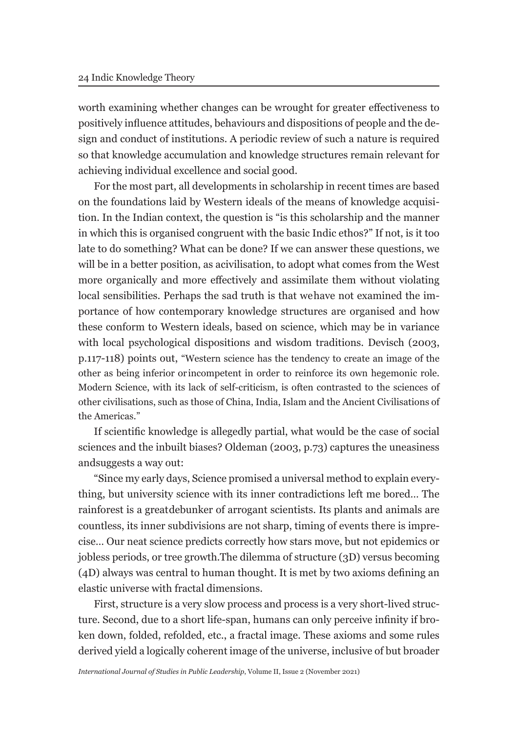worth examining whether changes can be wrought for greater effectiveness to positively influence attitudes, behaviours and dispositions of people and the design and conduct of institutions. A periodic review of such a nature is required so that knowledge accumulation and knowledge structures remain relevant for achieving individual excellence and social good.

For the most part, all developments in scholarship in recent times are based on the foundations laid by Western ideals of the means of knowledge acquisition. In the Indian context, the question is "is this scholarship and the manner in which this is organised congruent with the basic Indic ethos?" If not, is it too late to do something? What can be done? If we can answer these questions, we will be in a better position, as acivilisation, to adopt what comes from the West more organically and more effectively and assimilate them without violating local sensibilities. Perhaps the sad truth is that wehave not examined the importance of how contemporary knowledge structures are organised and how these conform to Western ideals, based on science, which may be in variance with local psychological dispositions and wisdom traditions. Devisch (2003, p.117-118) points out, "Western science has the tendency to create an image of the other as being inferior orincompetent in order to reinforce its own hegemonic role. Modern Science, with its lack of self-criticism, is often contrasted to the sciences of other civilisations, such as those of China, India, Islam and the Ancient Civilisations of the Americas."

If scientific knowledge is allegedly partial, what would be the case of social sciences and the inbuilt biases? Oldeman (2003, p.73) captures the uneasiness andsuggests a way out:

"Since my early days, Science promised a universal method to explain everything, but university science with its inner contradictions left me bored... The rainforest is a greatdebunker of arrogant scientists. Its plants and animals are countless, its inner subdivisions are not sharp, timing of events there is imprecise... Our neat science predicts correctly how stars move, but not epidemics or jobless periods, or tree growth.The dilemma of structure (3D) versus becoming (4D) always was central to human thought. It is met by two axioms defining an elastic universe with fractal dimensions.

First, structure is a very slow process and process is a very short-lived structure. Second, due to a short life-span, humans can only perceive infinity if broken down, folded, refolded, etc., a fractal image. These axioms and some rules derived yield a logically coherent image of the universe, inclusive of but broader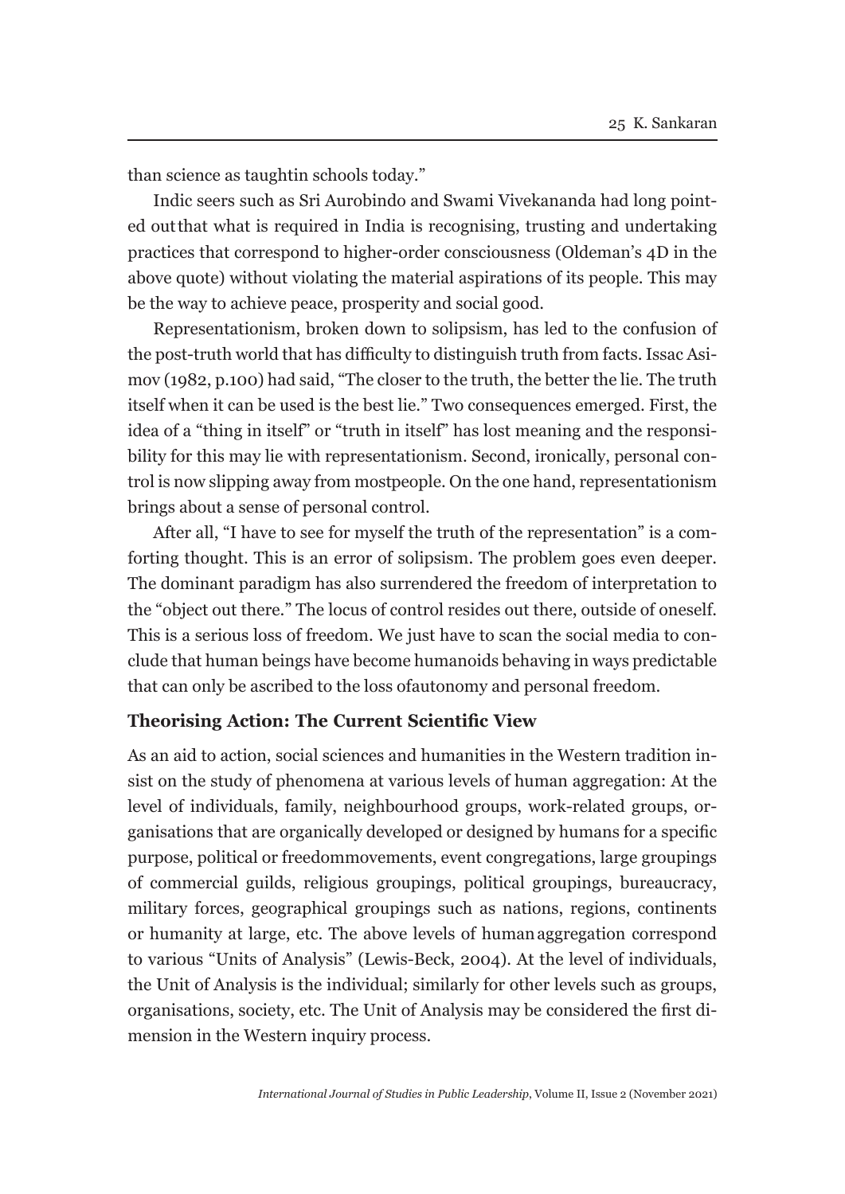than science as taughtin schools today."

Indic seers such as Sri Aurobindo and Swami Vivekananda had long pointed outthat what is required in India is recognising, trusting and undertaking practices that correspond to higher-order consciousness (Oldeman's 4D in the above quote) without violating the material aspirations of its people. This may be the way to achieve peace, prosperity and social good.

Representationism, broken down to solipsism, has led to the confusion of the post-truth world that has difficulty to distinguish truth from facts. Issac Asimov (1982, p.100) had said, "The closer to the truth, the better the lie. The truth itself when it can be used is the best lie." Two consequences emerged. First, the idea of a "thing in itself" or "truth in itself" has lost meaning and the responsibility for this may lie with representationism. Second, ironically, personal control is now slipping away from mostpeople. On the one hand, representationism brings about a sense of personal control.

After all, "I have to see for myself the truth of the representation" is a comforting thought. This is an error of solipsism. The problem goes even deeper. The dominant paradigm has also surrendered the freedom of interpretation to the "object out there." The locus of control resides out there, outside of oneself. This is a serious loss of freedom. We just have to scan the social media to conclude that human beings have become humanoids behaving in ways predictable that can only be ascribed to the loss ofautonomy and personal freedom.

## Theorising Action: The Current Scientific View

As an aid to action, social sciences and humanities in the Western tradition insist on the study of phenomena at various levels of human aggregation: At the level of individuals, family, neighbourhood groups, work-related groups, organisations that are organically developed or designed by humans for a specific purpose, political or freedommovements, event congregations, large groupings of commercial guilds, religious groupings, political groupings, bureaucracy, military forces, geographical groupings such as nations, regions, continents or humanity at large, etc. The above levels of human aggregation correspond to various "Units of Analysis" (Lewis-Beck, 2004). At the level of individuals, the Unit of Analysis is the individual; similarly for other levels such as groups, organisations, society, etc. The Unit of Analysis may be considered the first dimension in the Western inquiry process.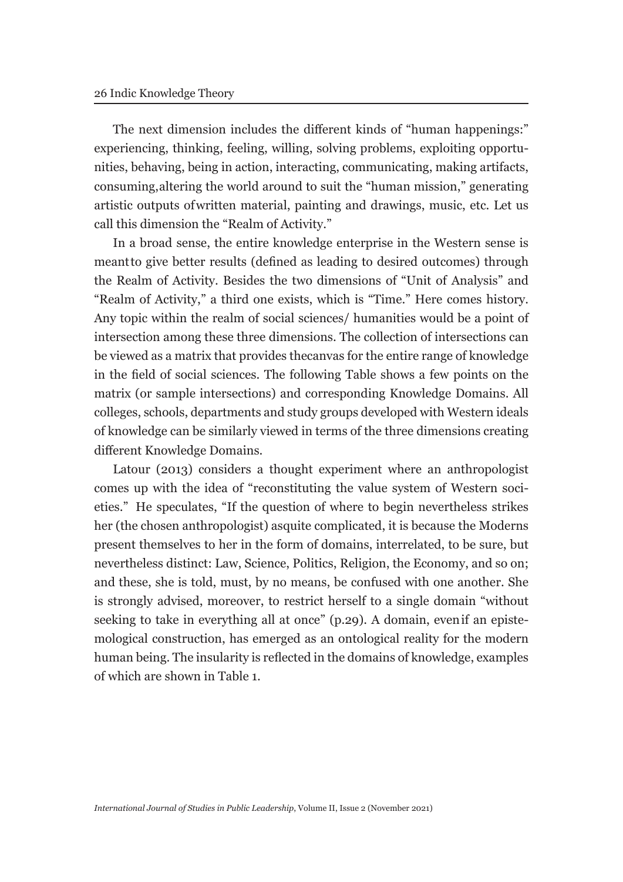The next dimension includes the different kinds of "human happenings:" experiencing, thinking, feeling, willing, solving problems, exploiting opportunities, behaving, being in action, interacting, communicating, making artifacts, consuming, altering the world around to suit the "human mission," generating artistic outputs of written material, painting and drawings, music, etc. Let us call this dimension the "Realm of Activity."

In a broad sense, the entire knowledge enterprise in the Western sense is meant to give better results (defined as leading to desired outcomes) through the Realm of Activity. Besides the two dimensions of "Unit of Analysis" and "Realm of Activity," a third one exists, which is "Time." Here comes history. Any topic within the realm of social sciences/ humanities would be a point of intersection among these three dimensions. The collection of intersections can be viewed as a matrix that provides the canvas for the entire range of knowledge in the field of social sciences. The following Table shows a few points on the matrix (or sample intersections) and corresponding Knowledge Domains. All colleges, schools, departments and study groups developed with Western ideals of knowledge can be similarly viewed in terms of the three dimensions creating different Knowledge Domains.

Latour (2013) considers a thought experiment where an anthropologist comes up with the idea of "reconstituting the value system of Western societies." He speculates, "If the question of where to begin nevertheless strikes her (the chosen anthropologist) as quite complicated, it is because the Moderns present themselves to her in the form of domains, interrelated, to be sure, but nevertheless distinct: Law, Science, Politics, Religion, the Economy, and so on; and these, she is told, must, by no means, be confused with one another. She is strongly advised, moreover, to restrict herself to a single domain "without seeking to take in everything all at once" (p.29). A domain, even if an epistemological construction, has emerged as an ontological reality for the modern human being. The insularity is reflected in the domains of knowledge, examples of which are shown in Table 1.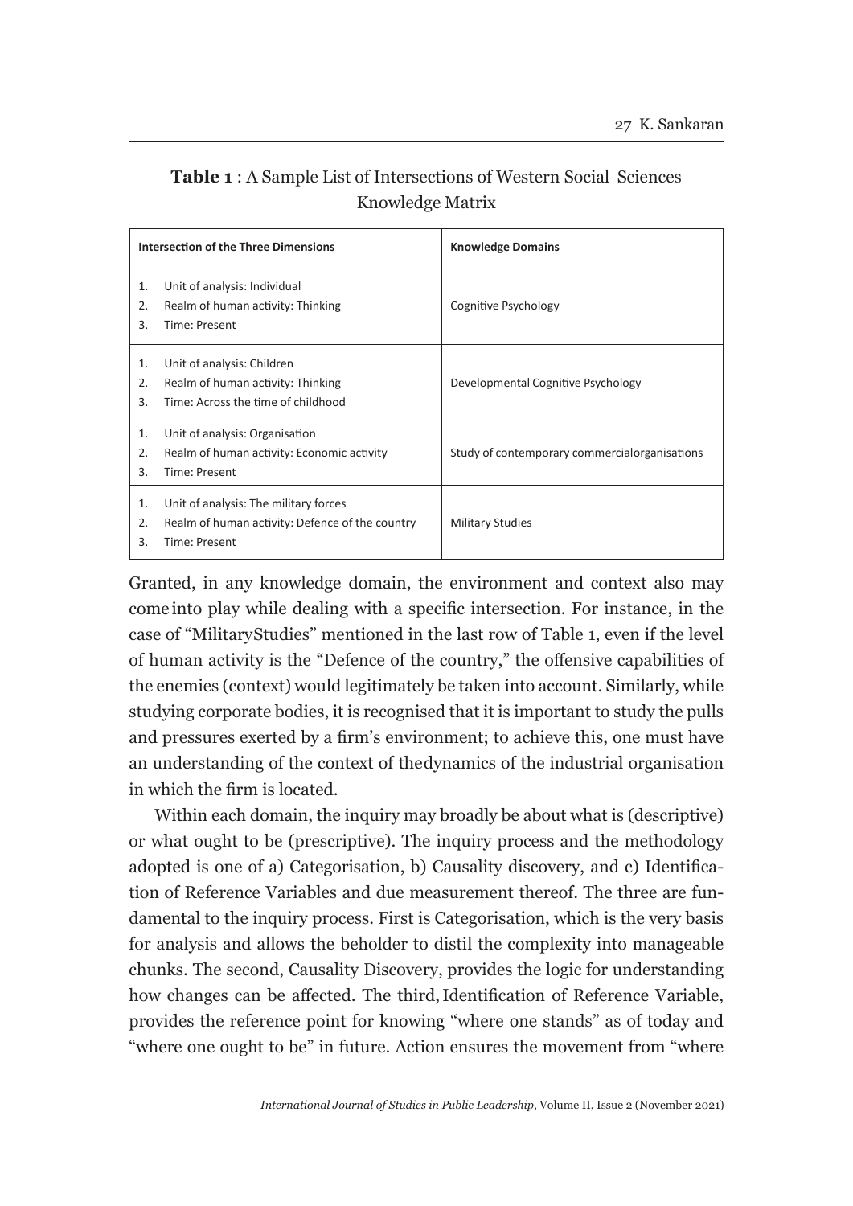**Table 1** : A Sample List of Intersections of Western Social Sciences Knowledge Matrix

| Intersection of the Three Dimensions | Knowledge Domains |
|---|---|
| 1. Unit of analysis: Individual<br>2. Realm of human activity: Thinking<br>3. Time: Present | Cognitive Psychology |
| 1. Unit of analysis: Children<br>2. Realm of human activity: Thinking<br>3. Time: Across the time of childhood | Developmental Cognitive Psychology |
| 1. Unit of analysis: Organisation<br>2. Realm of human activity: Economic activity<br>3. Time: Present | Study of contemporary commercialorganisations |
| 1. Unit of analysis: The military forces<br>2. Realm of human activity: Defence of the country<br>3. Time: Present | Military Studies |

Granted, in any knowledge domain, the environment and context also may come into play while dealing with a specific intersection. For instance, in the case of "MilitaryStudies" mentioned in the last row of Table 1, even if the level of human activity is the "Defence of the country," the offensive capabilities of the enemies (context) would legitimately be taken into account. Similarly, while studying corporate bodies, it is recognised that it is important to study the pulls and pressures exerted by a firm's environment; to achieve this, one must have an understanding of the context of thedynamics of the industrial organisation in which the firm is located.

Within each domain, the inquiry may broadly be about what is (descriptive) or what ought to be (prescriptive). The inquiry process and the methodology adopted is one of a) Categorisation, b) Causality discovery, and c) Identification of Reference Variables and due measurement thereof. The three are fundamental to the inquiry process. First is Categorisation, which is the very basis for analysis and allows the beholder to distil the complexity into manageable chunks. The second, Causality Discovery, provides the logic for understanding how changes can be affected. The third, Identification of Reference Variable, provides the reference point for knowing "where one stands" as of today and "where one ought to be" in future. Action ensures the movement from "where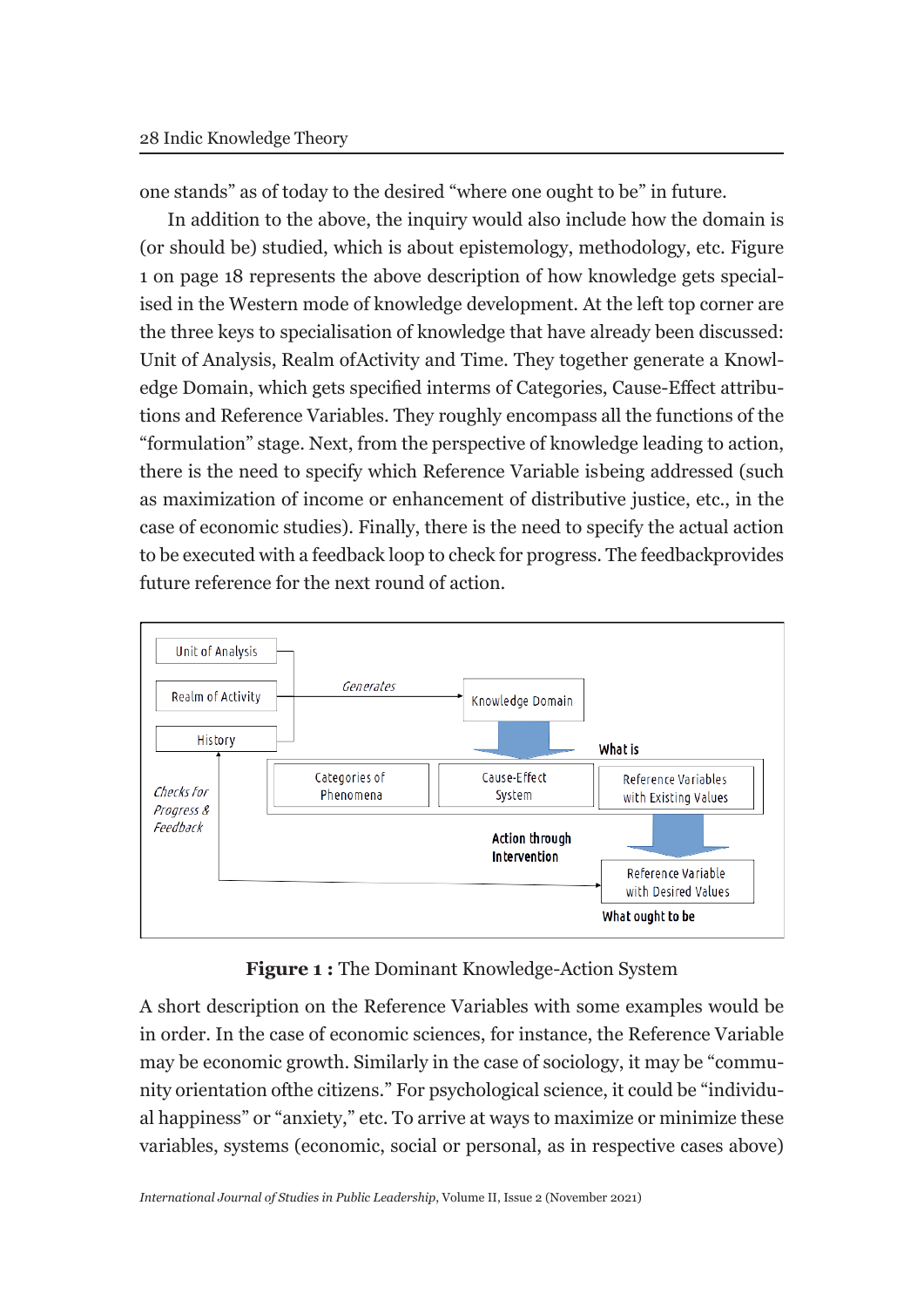one stands" as of today to the desired "where one ought to be" in future.

In addition to the above, the inquiry would also include how the domain is (or should be) studied, which is about epistemology, methodology, etc. Figure 1 on page 18 represents the above description of how knowledge gets specialised in the Western mode of knowledge development. At the left top corner are the three keys to specialisation of knowledge that have already been discussed: Unit of Analysis, Realm ofActivity and Time. They together generate a Knowledge Domain, which gets specified interms of Categories, Cause-Effect attributions and Reference Variables. They roughly encompass all the functions of the "formulation" stage. Next, from the perspective of knowledge leading to action, there is the need to specify which Reference Variable isbeing addressed (such as maximization of income or enhancement of distributive justice, etc., in the case of economic studies). Finally, there is the need to specify the actual action to be executed with a feedback loop to check for progress. The feedbackprovides future reference for the next round of action.

Unit of Analysis

Realm of Activity — *Generates* → Knowledge Domain

History

What is

| Categories of Phenomena | Cause-Effect System | Reference Variables with Existing Values |
|---|---|---|

*Checks for Progress & Feedback*

Action through Intervention

Reference Variable with Desired Values

What ought to be

**Figure 1 :** The Dominant Knowledge-Action System

A short description on the Reference Variables with some examples would be in order. In the case of economic sciences, for instance, the Reference Variable may be economic growth. Similarly in the case of sociology, it may be "community orientation ofthe citizens." For psychological science, it could be "individual happiness" or "anxiety," etc. To arrive at ways to maximize or minimize these variables, systems (economic, social or personal, as in respective cases above)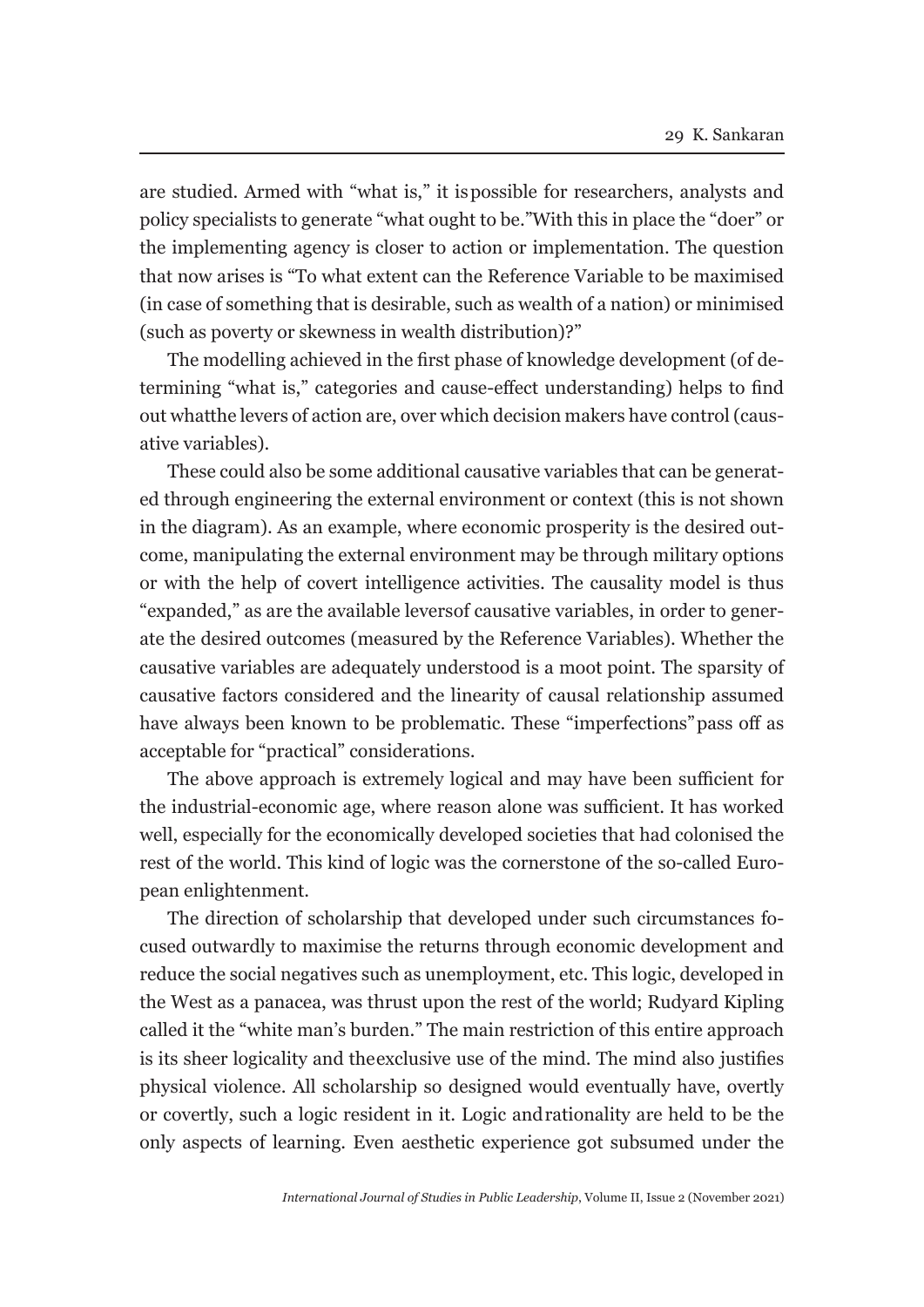are studied. Armed with "what is," it is possible for researchers, analysts and policy specialists to generate "what ought to be." With this in place the "doer" or the implementing agency is closer to action or implementation. The question that now arises is "To what extent can the Reference Variable to be maximised (in case of something that is desirable, such as wealth of a nation) or minimised (such as poverty or skewness in wealth distribution)?"

The modelling achieved in the first phase of knowledge development (of determining "what is," categories and cause-effect understanding) helps to find out what the levers of action are, over which decision makers have control (causative variables).

These could also be some additional causative variables that can be generated through engineering the external environment or context (this is not shown in the diagram). As an example, where economic prosperity is the desired outcome, manipulating the external environment may be through military options or with the help of covert intelligence activities. The causality model is thus "expanded," as are the available levers of causative variables, in order to generate the desired outcomes (measured by the Reference Variables). Whether the causative variables are adequately understood is a moot point. The sparsity of causative factors considered and the linearity of causal relationship assumed have always been known to be problematic. These "imperfections" pass off as acceptable for "practical" considerations.

The above approach is extremely logical and may have been sufficient for the industrial-economic age, where reason alone was sufficient. It has worked well, especially for the economically developed societies that had colonised the rest of the world. This kind of logic was the cornerstone of the so-called European enlightenment.

The direction of scholarship that developed under such circumstances focused outwardly to maximise the returns through economic development and reduce the social negatives such as unemployment, etc. This logic, developed in the West as a panacea, was thrust upon the rest of the world; Rudyard Kipling called it the "white man's burden." The main restriction of this entire approach is its sheer logicality and the exclusive use of the mind. The mind also justifies physical violence. All scholarship so designed would eventually have, overtly or covertly, such a logic resident in it. Logic and rationality are held to be the only aspects of learning. Even aesthetic experience got subsumed under the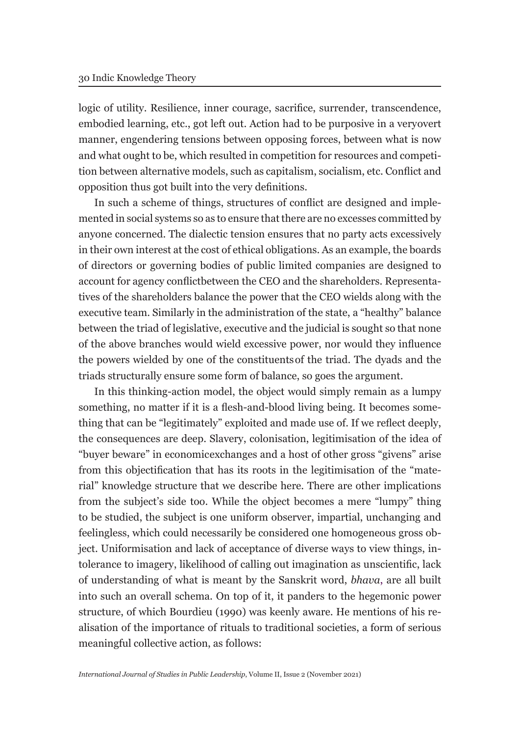logic of utility. Resilience, inner courage, sacrifice, surrender, transcendence, embodied learning, etc., got left out. Action had to be purposive in a veryovert manner, engendering tensions between opposing forces, between what is now and what ought to be, which resulted in competition for resources and competition between alternative models, such as capitalism, socialism, etc. Conflict and opposition thus got built into the very definitions.

In such a scheme of things, structures of conflict are designed and implemented in social systems so as to ensure that there are no excesses committed by anyone concerned. The dialectic tension ensures that no party acts excessively in their own interest at the cost of ethical obligations. As an example, the boards of directors or governing bodies of public limited companies are designed to account for agency conflictbetween the CEO and the shareholders. Representatives of the shareholders balance the power that the CEO wields along with the executive team. Similarly in the administration of the state, a "healthy" balance between the triad of legislative, executive and the judicial is sought so that none of the above branches would wield excessive power, nor would they influence the powers wielded by one of the constituentsof the triad. The dyads and the triads structurally ensure some form of balance, so goes the argument.

In this thinking-action model, the object would simply remain as a lumpy something, no matter if it is a flesh-and-blood living being. It becomes something that can be "legitimately" exploited and made use of. If we reflect deeply, the consequences are deep. Slavery, colonisation, legitimisation of the idea of "buyer beware" in economicexchanges and a host of other gross "givens" arise from this objectification that has its roots in the legitimisation of the "material" knowledge structure that we describe here. There are other implications from the subject's side too. While the object becomes a mere "lumpy" thing to be studied, the subject is one uniform observer, impartial, unchanging and feelingless, which could necessarily be considered one homogeneous gross object. Uniformisation and lack of acceptance of diverse ways to view things, intolerance to imagery, likelihood of calling out imagination as unscientific, lack of understanding of what is meant by the Sanskrit word, *bhava*, are all built into such an overall schema. On top of it, it panders to the hegemonic power structure, of which Bourdieu (1990) was keenly aware. He mentions of his realisation of the importance of rituals to traditional societies, a form of serious meaningful collective action, as follows: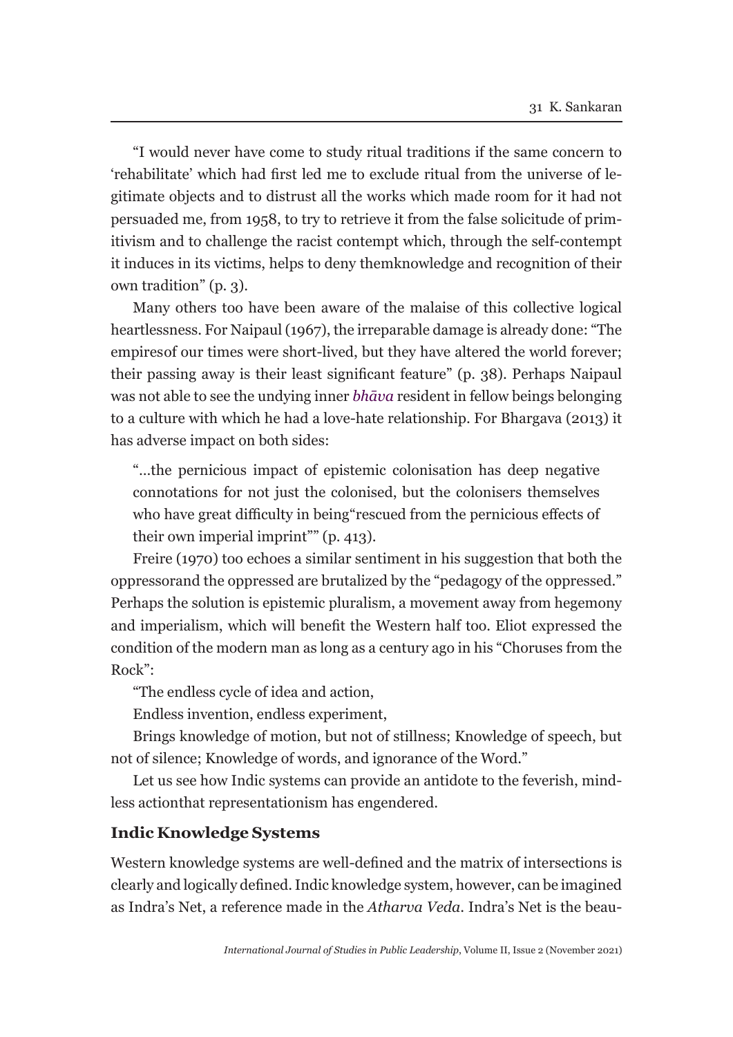"I would never have come to study ritual traditions if the same concern to 'rehabilitate' which had first led me to exclude ritual from the universe of legitimate objects and to distrust all the works which made room for it had not persuaded me, from 1958, to try to retrieve it from the false solicitude of primitivism and to challenge the racist contempt which, through the self-contempt it induces in its victims, helps to deny themknowledge and recognition of their own tradition" (p. 3).

Many others too have been aware of the malaise of this collective logical heartlessness. For Naipaul (1967), the irreparable damage is already done: "The empiresof our times were short-lived, but they have altered the world forever; their passing away is their least significant feature" (p. 38). Perhaps Naipaul was not able to see the undying inner *bhāva* resident in fellow beings belonging to a culture with which he had a love-hate relationship. For Bhargava (2013) it has adverse impact on both sides:

> "...the pernicious impact of epistemic colonisation has deep negative connotations for not just the colonised, but the colonisers themselves who have great difficulty in being"rescued from the pernicious effects of their own imperial imprint"" (p. 413).

Freire (1970) too echoes a similar sentiment in his suggestion that both the oppressorand the oppressed are brutalized by the "pedagogy of the oppressed." Perhaps the solution is epistemic pluralism, a movement away from hegemony and imperialism, which will benefit the Western half too. Eliot expressed the condition of the modern man as long as a century ago in his "Choruses from the Rock":

"The endless cycle of idea and action,

Endless invention, endless experiment,

Brings knowledge of motion, but not of stillness; Knowledge of speech, but not of silence; Knowledge of words, and ignorance of the Word."

Let us see how Indic systems can provide an antidote to the feverish, mindless actionthat representationism has engendered.

## Indic Knowledge Systems

Western knowledge systems are well-defined and the matrix of intersections is clearly and logically defined. Indic knowledge system, however, can be imagined as Indra's Net, a reference made in the *Atharva Veda*. Indra's Net is the beau-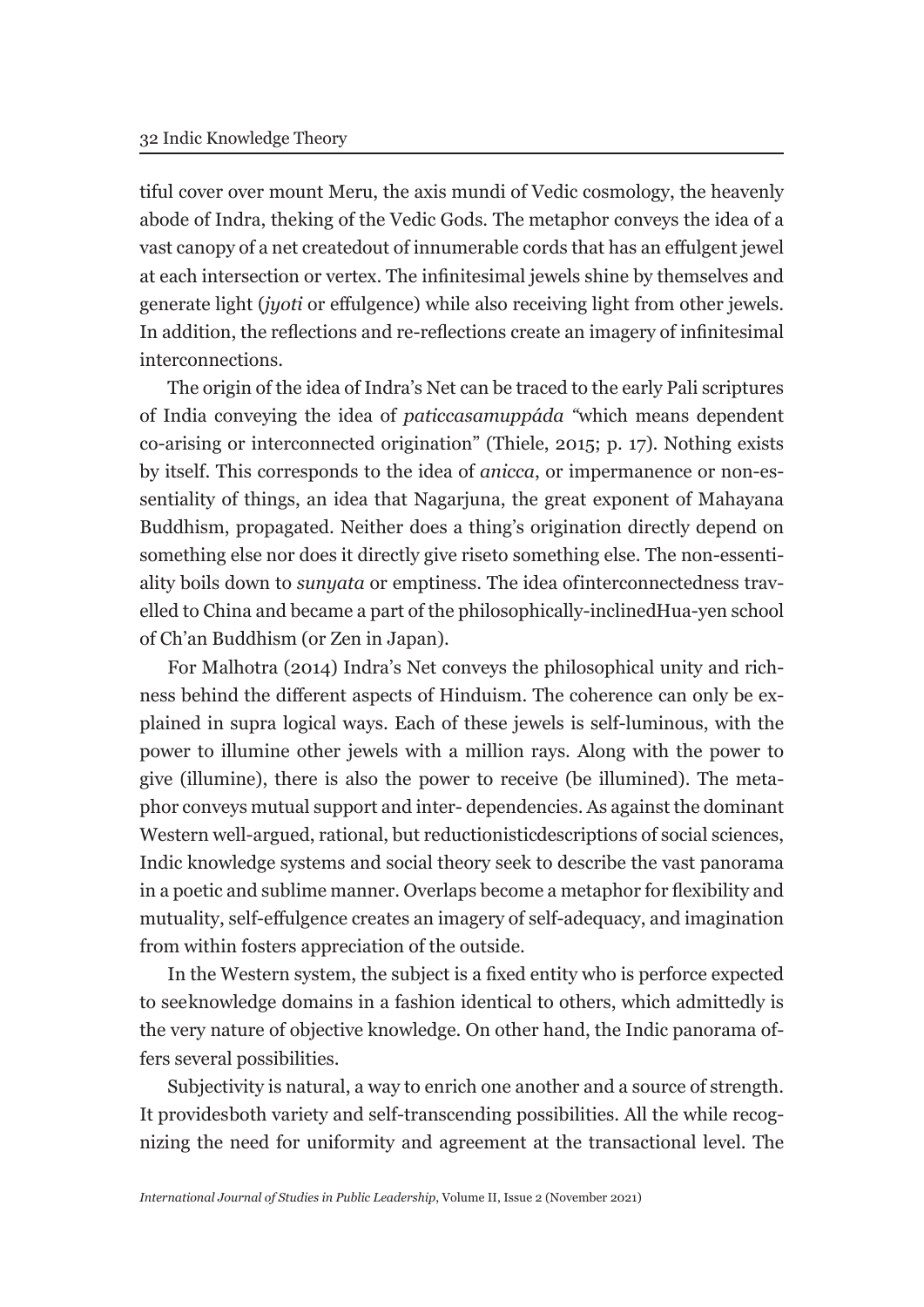tiful cover over mount Meru, the axis mundi of Vedic cosmology, the heavenly abode of Indra, theking of the Vedic Gods. The metaphor conveys the idea of a vast canopy of a net createdout of innumerable cords that has an effulgent jewel at each intersection or vertex. The infinitesimal jewels shine by themselves and generate light (*jyoti* or effulgence) while also receiving light from other jewels. In addition, the reflections and re-reflections create an imagery of infinitesimal interconnections.

The origin of the idea of Indra's Net can be traced to the early Pali scriptures of India conveying the idea of *paticcasamuppáda* "which means dependent co-arising or interconnected origination" (Thiele, 2015; p. 17). Nothing exists by itself. This corresponds to the idea of *anicca*, or impermanence or non-essentiality of things, an idea that Nagarjuna, the great exponent of Mahayana Buddhism, propagated. Neither does a thing's origination directly depend on something else nor does it directly give riseto something else. The non-essentiality boils down to *sunyata* or emptiness. The idea ofinterconnectedness travelled to China and became a part of the philosophically-inclinedHua-yen school of Ch'an Buddhism (or Zen in Japan).

For Malhotra (2014) Indra's Net conveys the philosophical unity and richness behind the different aspects of Hinduism. The coherence can only be explained in supra logical ways. Each of these jewels is self-luminous, with the power to illumine other jewels with a million rays. Along with the power to give (illumine), there is also the power to receive (be illumined). The metaphor conveys mutual support and inter- dependencies. As against the dominant Western well-argued, rational, but reductionisticdescriptions of social sciences, Indic knowledge systems and social theory seek to describe the vast panorama in a poetic and sublime manner. Overlaps become a metaphor for flexibility and mutuality, self-effulgence creates an imagery of self-adequacy, and imagination from within fosters appreciation of the outside.

In the Western system, the subject is a fixed entity who is perforce expected to seeknowledge domains in a fashion identical to others, which admittedly is the very nature of objective knowledge. On other hand, the Indic panorama offers several possibilities.

Subjectivity is natural, a way to enrich one another and a source of strength. It providesboth variety and self-transcending possibilities. All the while recognizing the need for uniformity and agreement at the transactional level. The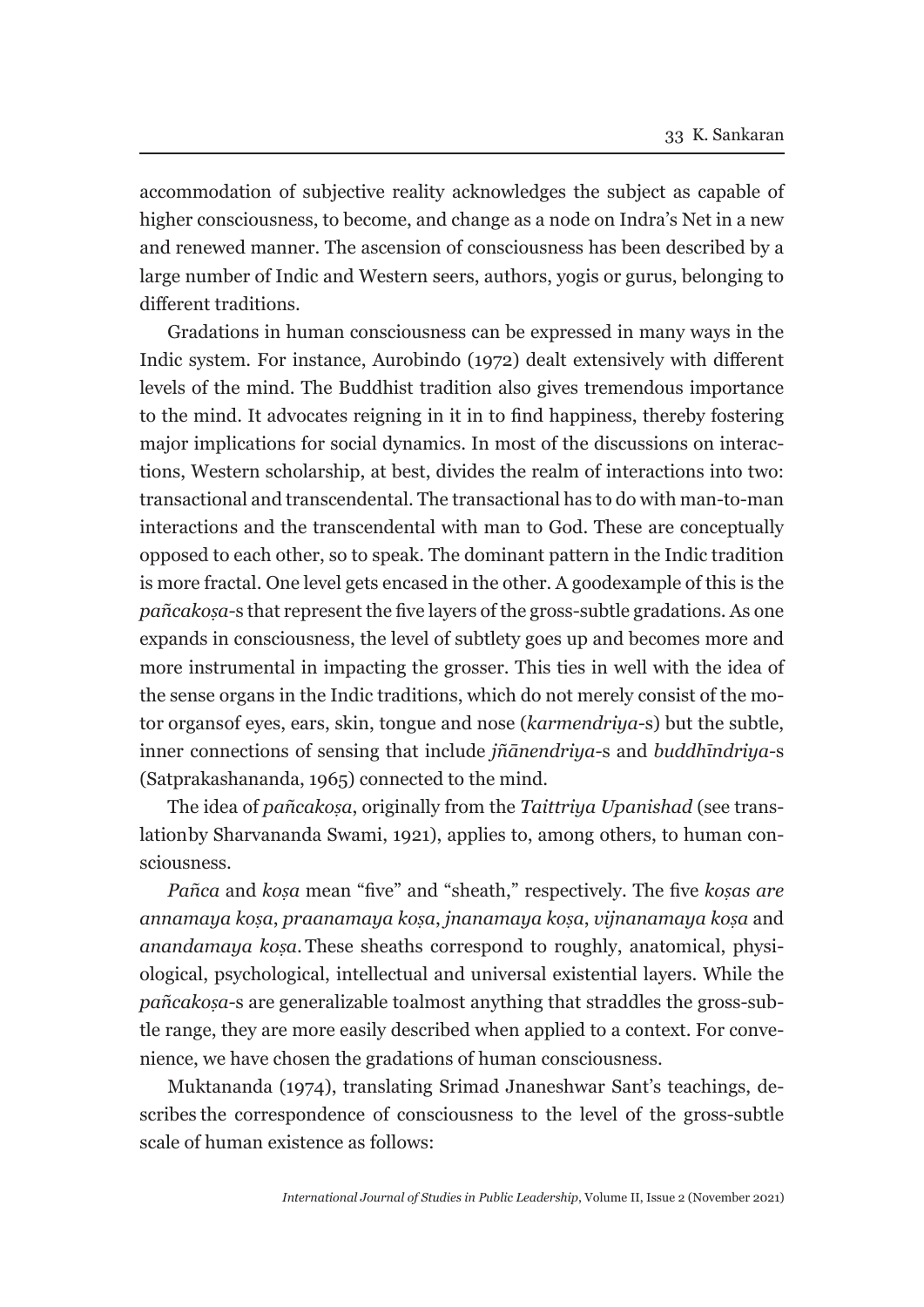accommodation of subjective reality acknowledges the subject as capable of higher consciousness, to become, and change as a node on Indra's Net in a new and renewed manner. The ascension of consciousness has been described by a large number of Indic and Western seers, authors, yogis or gurus, belonging to different traditions.

Gradations in human consciousness can be expressed in many ways in the Indic system. For instance, Aurobindo (1972) dealt extensively with different levels of the mind. The Buddhist tradition also gives tremendous importance to the mind. It advocates reigning in it in to find happiness, thereby fostering major implications for social dynamics. In most of the discussions on interactions, Western scholarship, at best, divides the realm of interactions into two: transactional and transcendental. The transactional has to do with man-to-man interactions and the transcendental with man to God. These are conceptually opposed to each other, so to speak. The dominant pattern in the Indic tradition is more fractal. One level gets encased in the other. A goodexample of this is the *pañcakoṣa*-s that represent the five layers of the gross-subtle gradations. As one expands in consciousness, the level of subtlety goes up and becomes more and more instrumental in impacting the grosser. This ties in well with the idea of the sense organs in the Indic traditions, which do not merely consist of the motor organsof eyes, ears, skin, tongue and nose (*karmendriya*-s) but the subtle, inner connections of sensing that include *jñānendriya*-s and *buddhīndriya*-s (Satprakashananda, 1965) connected to the mind.

The idea of *pañcakoṣa*, originally from the *Taittriya Upanishad* (see translationby Sharvananda Swami, 1921), applies to, among others, to human consciousness.

*Pañca* and *koṣa* mean "five" and "sheath," respectively. The five *koṣas are annamaya koṣa*, *praanamaya koṣa*, *jnanamaya koṣa*, *vijnanamaya koṣa* and *anandamaya koṣa*. These sheaths correspond to roughly, anatomical, physiological, psychological, intellectual and universal existential layers. While the *pañcakoṣa*-s are generalizable toalmost anything that straddles the gross-subtle range, they are more easily described when applied to a context. For convenience, we have chosen the gradations of human consciousness.

Muktananda (1974), translating Srimad Jnaneshwar Sant's teachings, describes the correspondence of consciousness to the level of the gross-subtle scale of human existence as follows: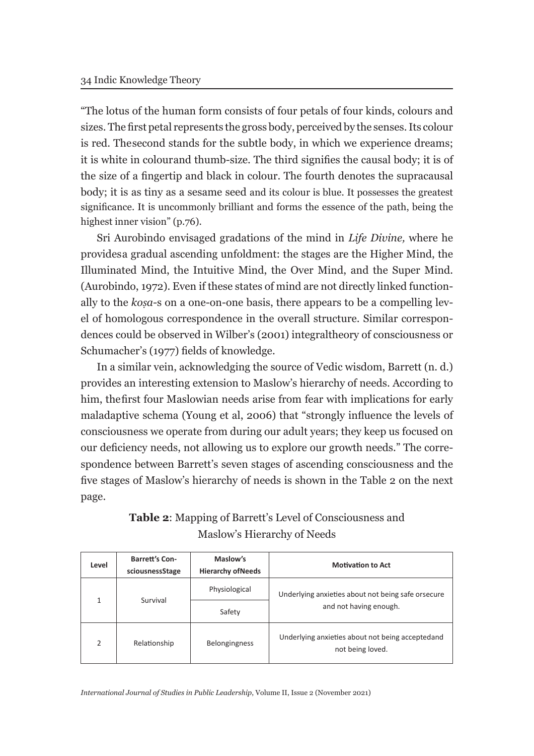"The lotus of the human form consists of four petals of four kinds, colours and sizes. The first petal represents the gross body, perceived by the senses. Its colour is red. Thesecond stands for the subtle body, in which we experience dreams; it is white in colourand thumb-size. The third signifies the causal body; it is of the size of a fingertip and black in colour. The fourth denotes the supracausal body; it is as tiny as a sesame seed and its colour is blue. It possesses the greatest significance. It is uncommonly brilliant and forms the essence of the path, being the highest inner vision" (p.76).

Sri Aurobindo envisaged gradations of the mind in *Life Divine,* where he providesa gradual ascending unfoldment: the stages are the Higher Mind, the Illuminated Mind, the Intuitive Mind, the Over Mind, and the Super Mind. (Aurobindo, 1972). Even if these states of mind are not directly linked functionally to the *koṣa*-s on a one-on-one basis, there appears to be a compelling level of homologous correspondence in the overall structure. Similar correspondences could be observed in Wilber's (2001) integraltheory of consciousness or Schumacher's (1977) fields of knowledge.

In a similar vein, acknowledging the source of Vedic wisdom, Barrett (n. d.) provides an interesting extension to Maslow's hierarchy of needs. According to him, thefirst four Maslowian needs arise from fear with implications for early maladaptive schema (Young et al, 2006) that "strongly influence the levels of consciousness we operate from during our adult years; they keep us focused on our deficiency needs, not allowing us to explore our growth needs." The correspondence between Barrett's seven stages of ascending consciousness and the five stages of Maslow's hierarchy of needs is shown in the Table 2 on the next page.

**Table 2**: Mapping of Barrett's Level of Consciousness and Maslow's Hierarchy of Needs

| Level | Barrett's ConsciousnessStage | Maslow's Hierarchy ofNeeds | Motivation to Act |
|---|---|---|---|
| 1 | Survival | Physiological | Underlying anxieties about not being safe orsecure and not having enough. |
| | | Safety | |
| 2 | Relationship | Belongingness | Underlying anxieties about not being acceptedand not being loved. |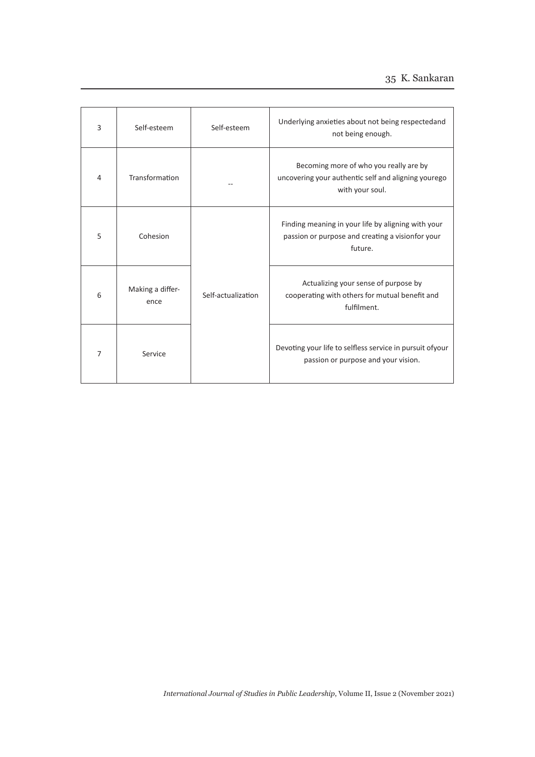| 3 | Self-esteem | Self-esteem | Underlying anxieties about not being respectedand not being enough. |
|---|---|---|---|
| 4 | Transformation | -- | Becoming more of who you really are by uncovering your authentic self and aligning yourego with your soul. |
| 5 | Cohesion | Self-actualization | Finding meaning in your life by aligning with your passion or purpose and creating a visionfor your future. |
| 6 | Making a differ-ence | | Actualizing your sense of purpose by cooperating with others for mutual benefit and fulfilment. |
| 7 | Service | | Devoting your life to selfless service in pursuit ofyour passion or purpose and your vision. |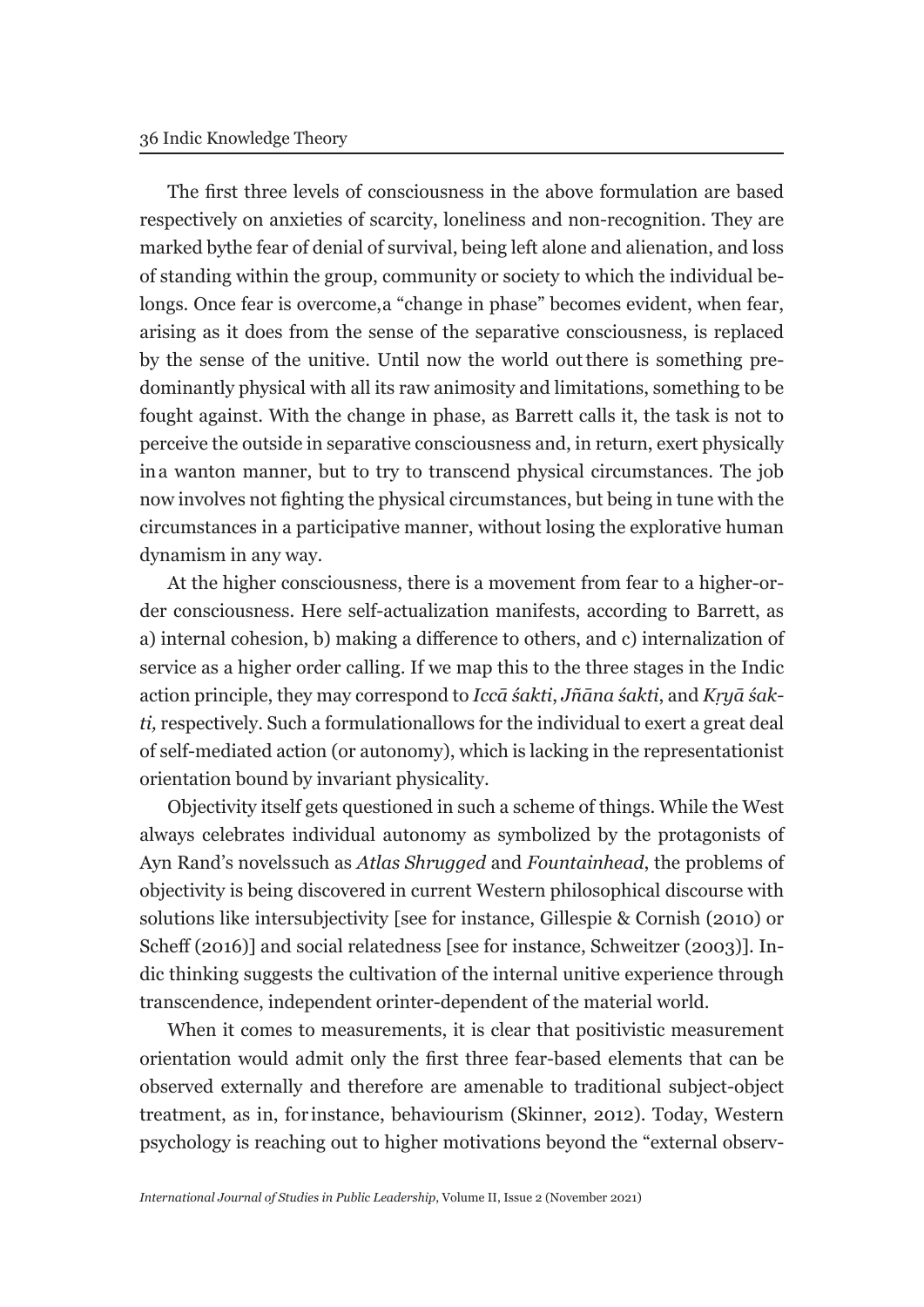The first three levels of consciousness in the above formulation are based respectively on anxieties of scarcity, loneliness and non-recognition. They are marked bythe fear of denial of survival, being left alone and alienation, and loss of standing within the group, community or society to which the individual belongs. Once fear is overcome,a "change in phase" becomes evident, when fear, arising as it does from the sense of the separative consciousness, is replaced by the sense of the unitive. Until now the world outthere is something predominantly physical with all its raw animosity and limitations, something to be fought against. With the change in phase, as Barrett calls it, the task is not to perceive the outside in separative consciousness and, in return, exert physically ina wanton manner, but to try to transcend physical circumstances. The job now involves not fighting the physical circumstances, but being in tune with the circumstances in a participative manner, without losing the explorative human dynamism in any way.

At the higher consciousness, there is a movement from fear to a higher-order consciousness. Here self-actualization manifests, according to Barrett, as a) internal cohesion, b) making a difference to others, and c) internalization of service as a higher order calling. If we map this to the three stages in the Indic action principle, they may correspond to *Iccā śakti*, *Jñāna śakti*, and *Kṛyā śakti,* respectively. Such a formulationallows for the individual to exert a great deal of self-mediated action (or autonomy), which is lacking in the representationist orientation bound by invariant physicality.

Objectivity itself gets questioned in such a scheme of things. While the West always celebrates individual autonomy as symbolized by the protagonists of Ayn Rand's novelssuch as *Atlas Shrugged* and *Fountainhead*, the problems of objectivity is being discovered in current Western philosophical discourse with solutions like intersubjectivity [see for instance, Gillespie & Cornish (2010) or Scheff (2016)] and social relatedness [see for instance, Schweitzer (2003)]. Indic thinking suggests the cultivation of the internal unitive experience through transcendence, independent orinter-dependent of the material world.

When it comes to measurements, it is clear that positivistic measurement orientation would admit only the first three fear-based elements that can be observed externally and therefore are amenable to traditional subject-object treatment, as in, forinstance, behaviourism (Skinner, 2012). Today, Western psychology is reaching out to higher motivations beyond the "external observ-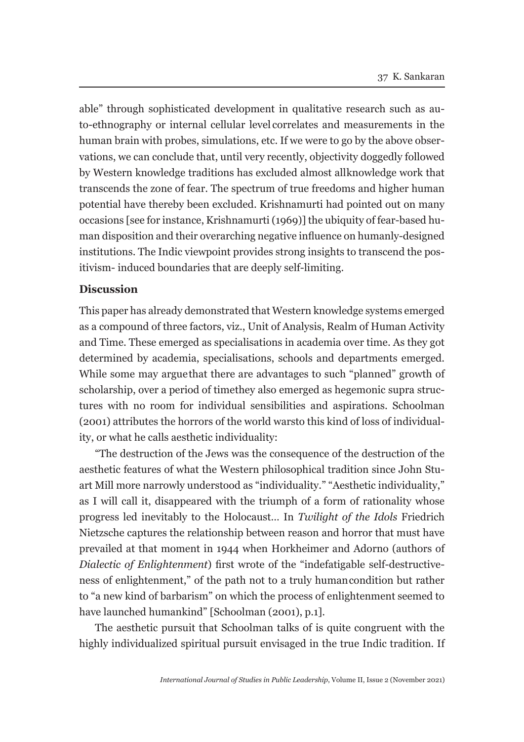able" through sophisticated development in qualitative research such as auto-ethnography or internal cellular level correlates and measurements in the human brain with probes, simulations, etc. If we were to go by the above observations, we can conclude that, until very recently, objectivity doggedly followed by Western knowledge traditions has excluded almost allknowledge work that transcends the zone of fear. The spectrum of true freedoms and higher human potential have thereby been excluded. Krishnamurti had pointed out on many occasions [see for instance, Krishnamurti (1969)] the ubiquity of fear-based human disposition and their overarching negative influence on humanly-designed institutions. The Indic viewpoint provides strong insights to transcend the positivism- induced boundaries that are deeply self-limiting.

## Discussion

This paper has already demonstrated that Western knowledge systems emerged as a compound of three factors, viz., Unit of Analysis, Realm of Human Activity and Time. These emerged as specialisations in academia over time. As they got determined by academia, specialisations, schools and departments emerged. While some may arguethat there are advantages to such "planned" growth of scholarship, over a period of timethey also emerged as hegemonic supra structures with no room for individual sensibilities and aspirations. Schoolman (2001) attributes the horrors of the world warsto this kind of loss of individuality, or what he calls aesthetic individuality:

"The destruction of the Jews was the consequence of the destruction of the aesthetic features of what the Western philosophical tradition since John Stuart Mill more narrowly understood as "individuality." "Aesthetic individuality," as I will call it, disappeared with the triumph of a form of rationality whose progress led inevitably to the Holocaust... In *Twilight of the Idols* Friedrich Nietzsche captures the relationship between reason and horror that must have prevailed at that moment in 1944 when Horkheimer and Adorno (authors of *Dialectic of Enlightenment*) first wrote of the "indefatigable self-destructiveness of enlightenment," of the path not to a truly humancondition but rather to "a new kind of barbarism" on which the process of enlightenment seemed to have launched humankind" [Schoolman (2001), p.1].

The aesthetic pursuit that Schoolman talks of is quite congruent with the highly individualized spiritual pursuit envisaged in the true Indic tradition. If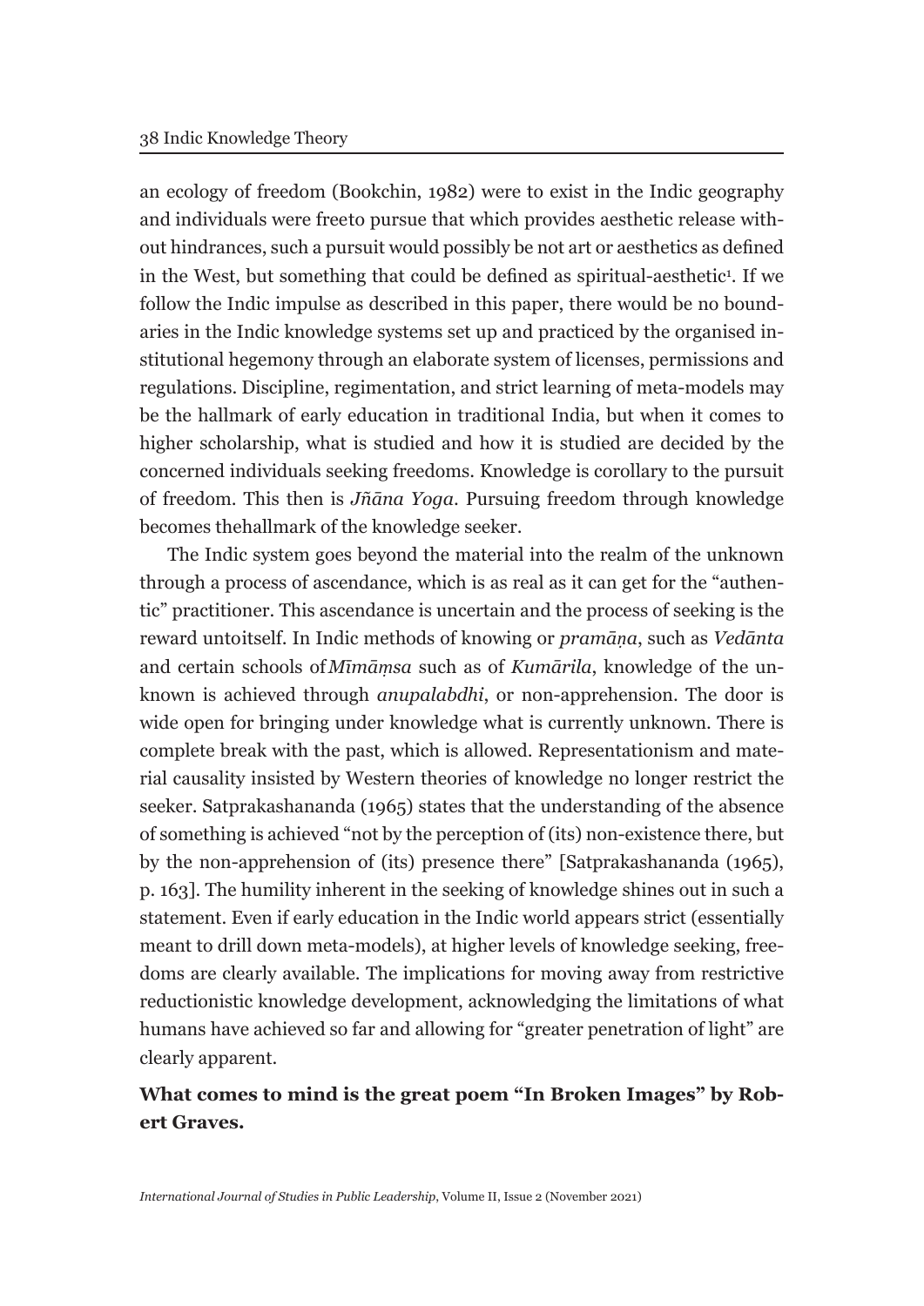an ecology of freedom (Bookchin, 1982) were to exist in the Indic geography and individuals were freeto pursue that which provides aesthetic release without hindrances, such a pursuit would possibly be not art or aesthetics as defined in the West, but something that could be defined as spiritual-aesthetic[1]. If we follow the Indic impulse as described in this paper, there would be no boundaries in the Indic knowledge systems set up and practiced by the organised institutional hegemony through an elaborate system of licenses, permissions and regulations. Discipline, regimentation, and strict learning of meta-models may be the hallmark of early education in traditional India, but when it comes to higher scholarship, what is studied and how it is studied are decided by the concerned individuals seeking freedoms. Knowledge is corollary to the pursuit of freedom. This then is *Jñāna Yoga*. Pursuing freedom through knowledge becomes thehallmark of the knowledge seeker.

The Indic system goes beyond the material into the realm of the unknown through a process of ascendance, which is as real as it can get for the "authentic" practitioner. This ascendance is uncertain and the process of seeking is the reward untoitself. In Indic methods of knowing or *pramāṇa*, such as *Vedānta* and certain schools of*Mīmāṃsa* such as of *Kumārila*, knowledge of the unknown is achieved through *anupalabdhi*, or non-apprehension. The door is wide open for bringing under knowledge what is currently unknown. There is complete break with the past, which is allowed. Representationism and material causality insisted by Western theories of knowledge no longer restrict the seeker. Satprakashananda (1965) states that the understanding of the absence of something is achieved "not by the perception of (its) non-existence there, but by the non-apprehension of (its) presence there" [Satprakashananda (1965), p. 163]. The humility inherent in the seeking of knowledge shines out in such a statement. Even if early education in the Indic world appears strict (essentially meant to drill down meta-models), at higher levels of knowledge seeking, freedoms are clearly available. The implications for moving away from restrictive reductionistic knowledge development, acknowledging the limitations of what humans have achieved so far and allowing for "greater penetration of light" are clearly apparent.

**What comes to mind is the great poem "In Broken Images" by Robert Graves.**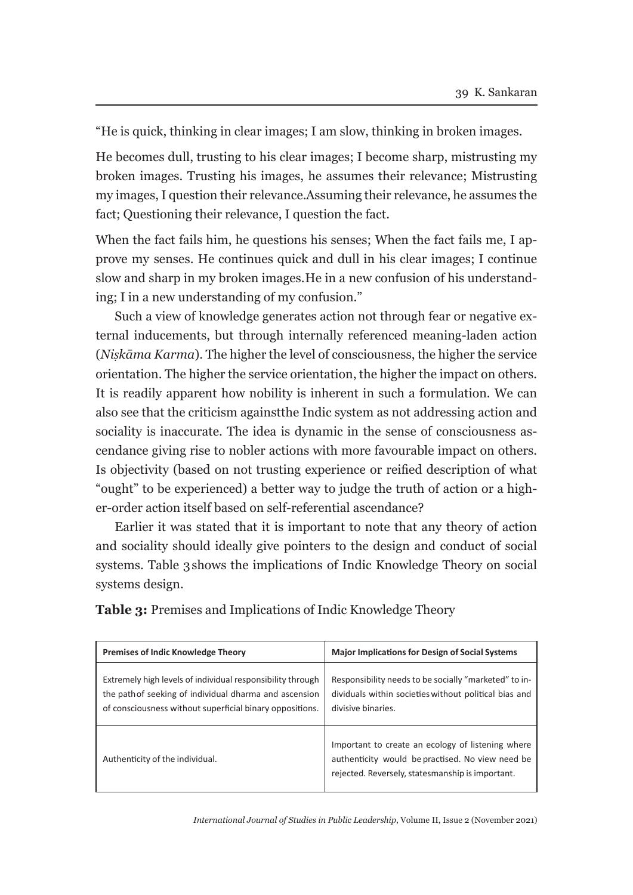"He is quick, thinking in clear images; I am slow, thinking in broken images.

He becomes dull, trusting to his clear images; I become sharp, mistrusting my broken images. Trusting his images, he assumes their relevance; Mistrusting my images, I question their relevance.Assuming their relevance, he assumes the fact; Questioning their relevance, I question the fact.

When the fact fails him, he questions his senses; When the fact fails me, I approve my senses. He continues quick and dull in his clear images; I continue slow and sharp in my broken images.He in a new confusion of his understanding; I in a new understanding of my confusion."

Such a view of knowledge generates action not through fear or negative external inducements, but through internally referenced meaning-laden action (*Niṣkāma Karma*). The higher the level of consciousness, the higher the service orientation. The higher the service orientation, the higher the impact on others. It is readily apparent how nobility is inherent in such a formulation. We can also see that the criticism againstthe Indic system as not addressing action and sociality is inaccurate. The idea is dynamic in the sense of consciousness ascendance giving rise to nobler actions with more favourable impact on others. Is objectivity (based on not trusting experience or reified description of what "ought" to be experienced) a better way to judge the truth of action or a higher-order action itself based on self-referential ascendance?

Earlier it was stated that it is important to note that any theory of action and sociality should ideally give pointers to the design and conduct of social systems. Table 3 shows the implications of Indic Knowledge Theory on social systems design.

**Table 3:** Premises and Implications of Indic Knowledge Theory

| Premises of Indic Knowledge Theory | Major Implications for Design of Social Systems |
|---|---|
| Extremely high levels of individual responsibility through the path of seeking of individual dharma and ascension of consciousness without superficial binary oppositions. | Responsibility needs to be socially "marketed" to individuals within societies without political bias and divisive binaries. |
| Authenticity of the individual. | Important to create an ecology of listening where authenticity would be practised. No view need be rejected. Reversely, statesmanship is important. |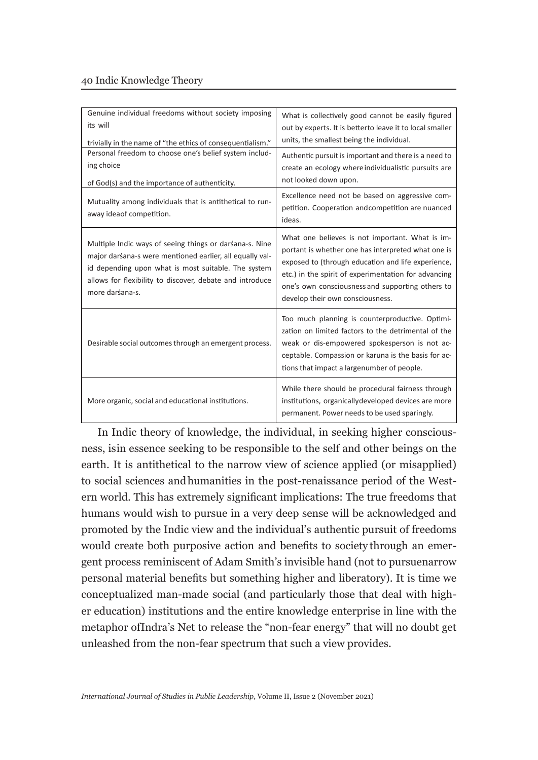| | |
|---|---|
| Genuine individual freedoms without society imposing its will trivially in the name of "the ethics of consequentialism." | What is collectively good cannot be easily figured out by experts. It is betterto leave it to local smaller units, the smallest being the individual. |
| Personal freedom to choose one's belief system including choice of God(s) and the importance of authenticity. | Authentic pursuit is important and there is a need to create an ecology whereindividualistic pursuits are not looked down upon. |
| Mutuality among individuals that is antithetical to runaway ideaof competition. | Excellence need not be based on aggressive competition. Cooperation andcompetition are nuanced ideas. |
| Multiple Indic ways of seeing things or darśana-s. Nine major darśana-s were mentioned earlier, all equally valid depending upon what is most suitable. The system allows for flexibility to discover, debate and introduce more darśana-s. | What one believes is not important. What is important is whether one has interpreted what one is exposed to (through education and life experience, etc.) in the spirit of experimentation for advancing one's own consciousness and supporting others to develop their own consciousness. |
| Desirable social outcomes through an emergent process. | Too much planning is counterproductive. Optimization on limited factors to the detrimental of the weak or dis-empowered spokesperson is not acceptable. Compassion or karuna is the basis for actions that impact a largenumber of people. |
| More organic, social and educational institutions. | While there should be procedural fairness through institutions, organicallydeveloped devices are more permanent. Power needs to be used sparingly. |

In Indic theory of knowledge, the individual, in seeking higher consciousness, isin essence seeking to be responsible to the self and other beings on the earth. It is antithetical to the narrow view of science applied (or misapplied) to social sciences andhumanities in the post-renaissance period of the Western world. This has extremely significant implications: The true freedoms that humans would wish to pursue in a very deep sense will be acknowledged and promoted by the Indic view and the individual's authentic pursuit of freedoms would create both purposive action and benefits to society through an emergent process reminiscent of Adam Smith's invisible hand (not to pursuenarrow personal material benefits but something higher and liberatory). It is time we conceptualized man-made social (and particularly those that deal with higher education) institutions and the entire knowledge enterprise in line with the metaphor ofIndra's Net to release the "non-fear energy" that will no doubt get unleashed from the non-fear spectrum that such a view provides.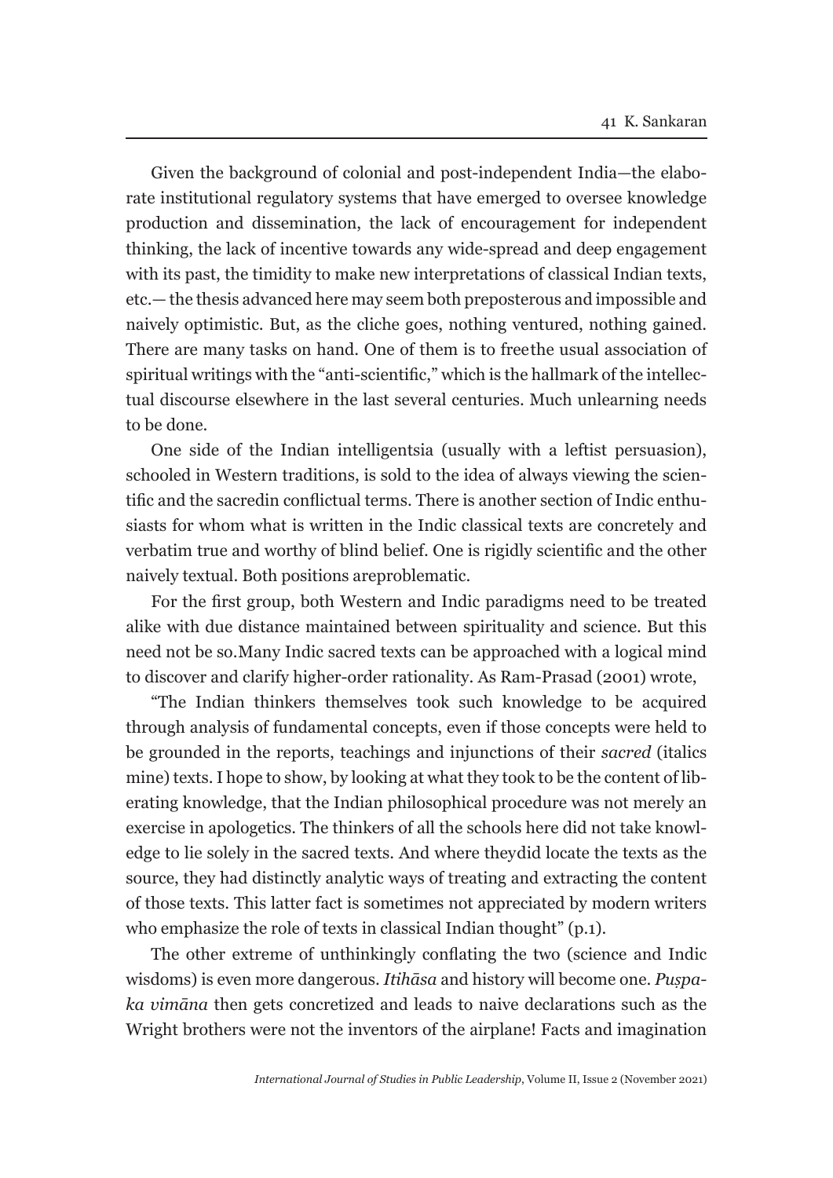Given the background of colonial and post-independent India—the elaborate institutional regulatory systems that have emerged to oversee knowledge production and dissemination, the lack of encouragement for independent thinking, the lack of incentive towards any wide-spread and deep engagement with its past, the timidity to make new interpretations of classical Indian texts, etc.— the thesis advanced here may seem both preposterous and impossible and naively optimistic. But, as the cliche goes, nothing ventured, nothing gained. There are many tasks on hand. One of them is to freethe usual association of spiritual writings with the "anti-scientific," which is the hallmark of the intellectual discourse elsewhere in the last several centuries. Much unlearning needs to be done.

One side of the Indian intelligentsia (usually with a leftist persuasion), schooled in Western traditions, is sold to the idea of always viewing the scientific and the sacredin conflictual terms. There is another section of Indic enthusiasts for whom what is written in the Indic classical texts are concretely and verbatim true and worthy of blind belief. One is rigidly scientific and the other naively textual. Both positions areproblematic.

For the first group, both Western and Indic paradigms need to be treated alike with due distance maintained between spirituality and science. But this need not be so.Many Indic sacred texts can be approached with a logical mind to discover and clarify higher-order rationality. As Ram-Prasad (2001) wrote,

"The Indian thinkers themselves took such knowledge to be acquired through analysis of fundamental concepts, even if those concepts were held to be grounded in the reports, teachings and injunctions of their *sacred* (italics mine) texts. I hope to show, by looking at what they took to be the content of liberating knowledge, that the Indian philosophical procedure was not merely an exercise in apologetics. The thinkers of all the schools here did not take knowledge to lie solely in the sacred texts. And where theydid locate the texts as the source, they had distinctly analytic ways of treating and extracting the content of those texts. This latter fact is sometimes not appreciated by modern writers who emphasize the role of texts in classical Indian thought" (p.1).

The other extreme of unthinkingly conflating the two (science and Indic wisdoms) is even more dangerous. *Itihāsa* and history will become one. *Puṣpaka vimāna* then gets concretized and leads to naive declarations such as the Wright brothers were not the inventors of the airplane! Facts and imagination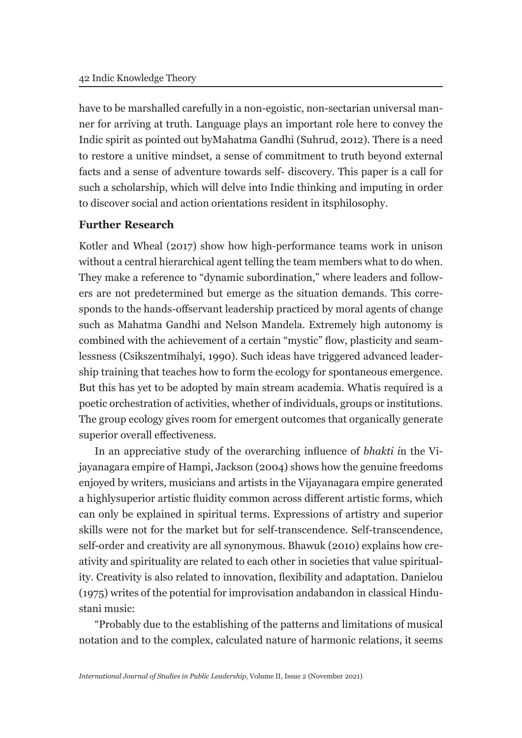have to be marshalled carefully in a non-egoistic, non-sectarian universal manner for arriving at truth. Language plays an important role here to convey the Indic spirit as pointed out byMahatma Gandhi (Suhrud, 2012). There is a need to restore a unitive mindset, a sense of commitment to truth beyond external facts and a sense of adventure towards self- discovery. This paper is a call for such a scholarship, which will delve into Indic thinking and imputing in order to discover social and action orientations resident in itsphilosophy.

**Further Research**

Kotler and Wheal (2017) show how high-performance teams work in unison without a central hierarchical agent telling the team members what to do when. They make a reference to "dynamic subordination," where leaders and followers are not predetermined but emerge as the situation demands. This corresponds to the hands-offservant leadership practiced by moral agents of change such as Mahatma Gandhi and Nelson Mandela. Extremely high autonomy is combined with the achievement of a certain "mystic" flow, plasticity and seamlessness (Csikszentmihalyi, 1990). Such ideas have triggered advanced leadership training that teaches how to form the ecology for spontaneous emergence. But this has yet to be adopted by main stream academia. Whatis required is a poetic orchestration of activities, whether of individuals, groups or institutions. The group ecology gives room for emergent outcomes that organically generate superior overall effectiveness.

In an appreciative study of the overarching influence of *bhakti i*n the Vijayanagara empire of Hampi, Jackson (2004) shows how the genuine freedoms enjoyed by writers, musicians and artists in the Vijayanagara empire generated a highlysuperior artistic fluidity common across different artistic forms, which can only be explained in spiritual terms. Expressions of artistry and superior skills were not for the market but for self-transcendence. Self-transcendence, self-order and creativity are all synonymous. Bhawuk (2010) explains how creativity and spirituality are related to each other in societies that value spirituality. Creativity is also related to innovation, flexibility and adaptation. Danielou (1975) writes of the potential for improvisation andabandon in classical Hindustani music:

"Probably due to the establishing of the patterns and limitations of musical notation and to the complex, calculated nature of harmonic relations, it seems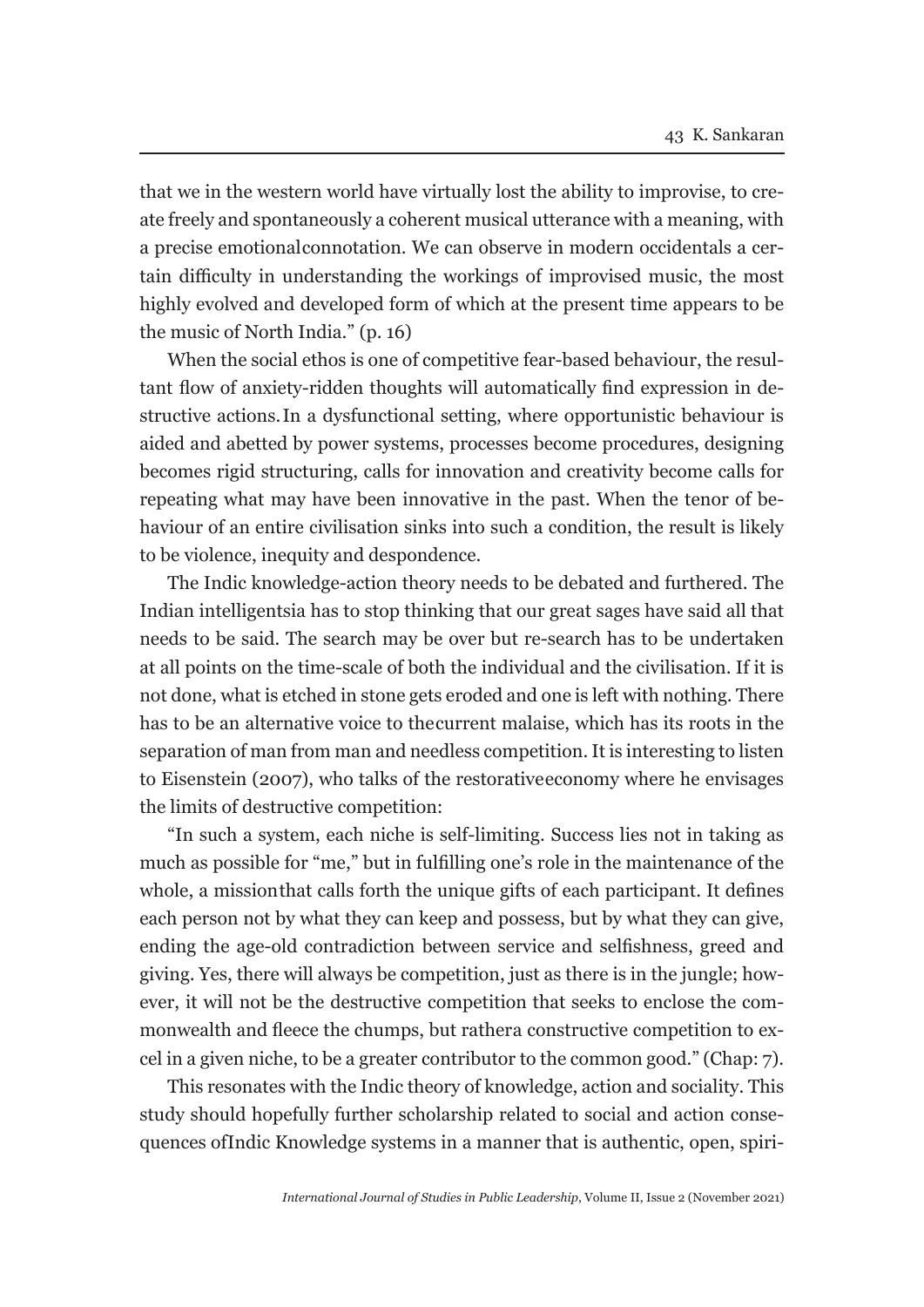that we in the western world have virtually lost the ability to improvise, to create freely and spontaneously a coherent musical utterance with a meaning, with a precise emotional connotation. We can observe in modern occidentals a certain difficulty in understanding the workings of improvised music, the most highly evolved and developed form of which at the present time appears to be the music of North India." (p. 16)

When the social ethos is one of competitive fear-based behaviour, the resultant flow of anxiety-ridden thoughts will automatically find expression in destructive actions. In a dysfunctional setting, where opportunistic behaviour is aided and abetted by power systems, processes become procedures, designing becomes rigid structuring, calls for innovation and creativity become calls for repeating what may have been innovative in the past. When the tenor of behaviour of an entire civilisation sinks into such a condition, the result is likely to be violence, inequity and despondence.

The Indic knowledge-action theory needs to be debated and furthered. The Indian intelligentsia has to stop thinking that our great sages have said all that needs to be said. The search may be over but re-search has to be undertaken at all points on the time-scale of both the individual and the civilisation. If it is not done, what is etched in stone gets eroded and one is left with nothing. There has to be an alternative voice to the current malaise, which has its roots in the separation of man from man and needless competition. It is interesting to listen to Eisenstein (2007), who talks of the restorative economy where he envisages the limits of destructive competition:

"In such a system, each niche is self-limiting. Success lies not in taking as much as possible for "me," but in fulfilling one's role in the maintenance of the whole, a mission that calls forth the unique gifts of each participant. It defines each person not by what they can keep and possess, but by what they can give, ending the age-old contradiction between service and selfishness, greed and giving. Yes, there will always be competition, just as there is in the jungle; however, it will not be the destructive competition that seeks to enclose the commonwealth and fleece the chumps, but rather a constructive competition to excel in a given niche, to be a greater contributor to the common good." (Chap: 7).

This resonates with the Indic theory of knowledge, action and sociality. This study should hopefully further scholarship related to social and action consequences of Indic Knowledge systems in a manner that is authentic, open, spiri-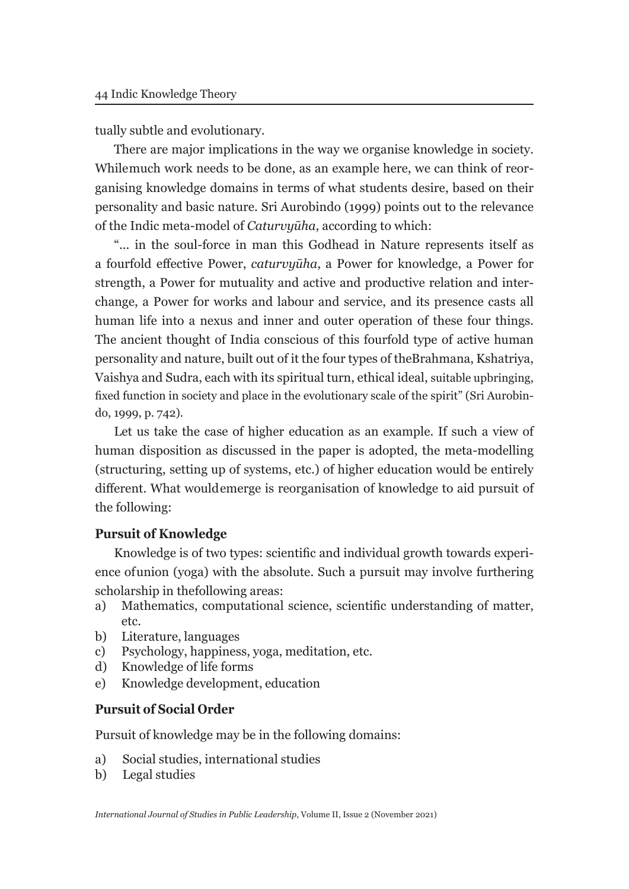tually subtle and evolutionary.

There are major implications in the way we organise knowledge in society. Whilemuch work needs to be done, as an example here, we can think of reorganising knowledge domains in terms of what students desire, based on their personality and basic nature. Sri Aurobindo (1999) points out to the relevance of the Indic meta-model of *Caturvyūha*, according to which:

"... in the soul-force in man this Godhead in Nature represents itself as a fourfold effective Power, *caturvyūha*, a Power for knowledge, a Power for strength, a Power for mutuality and active and productive relation and interchange, a Power for works and labour and service, and its presence casts all human life into a nexus and inner and outer operation of these four things. The ancient thought of India conscious of this fourfold type of active human personality and nature, built out of it the four types of theBrahmana, Kshatriya, Vaishya and Sudra, each with its spiritual turn, ethical ideal, suitable upbringing, fixed function in society and place in the evolutionary scale of the spirit" (Sri Aurobindo, 1999, p. 742).

Let us take the case of higher education as an example. If such a view of human disposition as discussed in the paper is adopted, the meta-modelling (structuring, setting up of systems, etc.) of higher education would be entirely different. What wouldemerge is reorganisation of knowledge to aid pursuit of the following:

**Pursuit of Knowledge**

Knowledge is of two types: scientific and individual growth towards experience ofunion (yoga) with the absolute. Such a pursuit may involve furthering scholarship in thefollowing areas:

a) Mathematics, computational science, scientific understanding of matter, etc.
b) Literature, languages
c) Psychology, happiness, yoga, meditation, etc.
d) Knowledge of life forms
e) Knowledge development, education

**Pursuit of Social Order**

Pursuit of knowledge may be in the following domains:

a) Social studies, international studies
b) Legal studies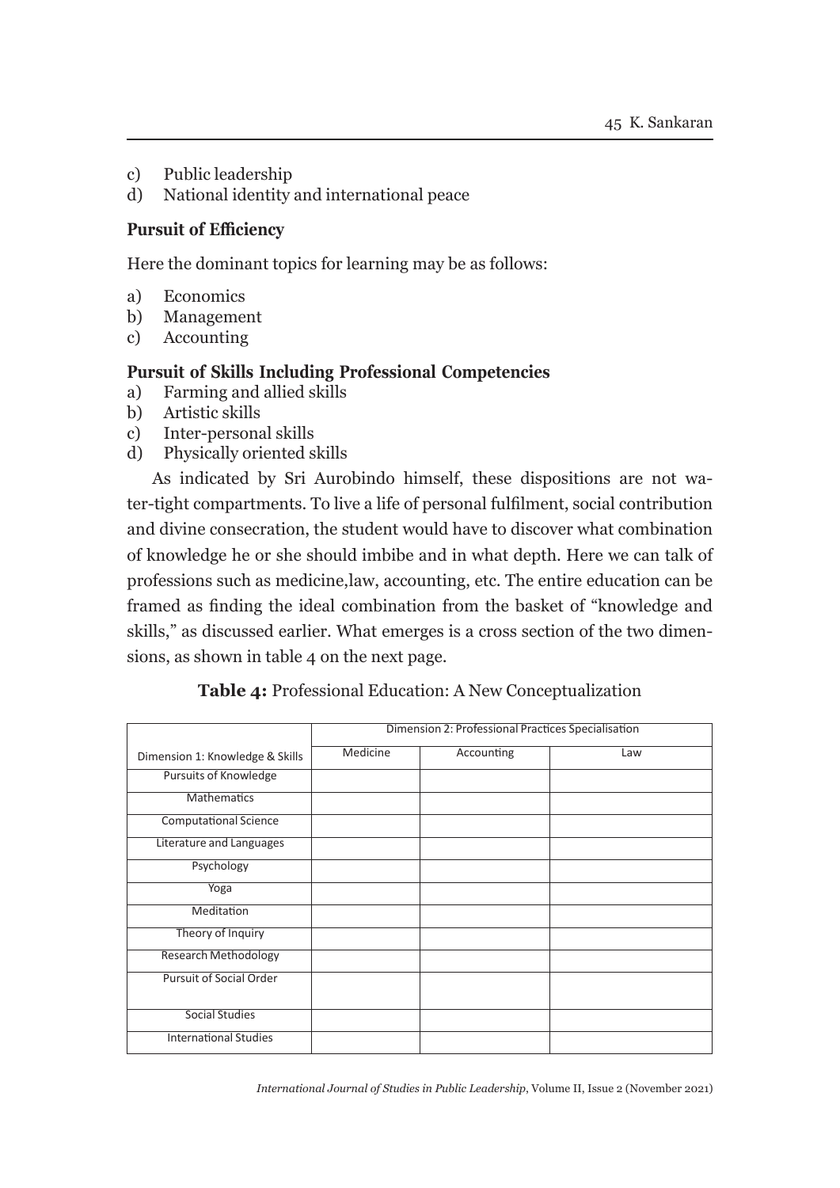c) Public leadership
d) National identity and international peace

**Pursuit of Efficiency**

Here the dominant topics for learning may be as follows:

a) Economics
b) Management
c) Accounting

**Pursuit of Skills Including Professional Competencies**

a) Farming and allied skills
b) Artistic skills
c) Inter-personal skills
d) Physically oriented skills

As indicated by Sri Aurobindo himself, these dispositions are not water-tight compartments. To live a life of personal fulfilment, social contribution and divine consecration, the student would have to discover what combination of knowledge he or she should imbibe and in what depth. Here we can talk of professions such as medicine,law, accounting, etc. The entire education can be framed as finding the ideal combination from the basket of "knowledge and skills," as discussed earlier. What emerges is a cross section of the two dimensions, as shown in table 4 on the next page.

**Table 4:** Professional Education: A New Conceptualization

| | Dimension 2: Professional Practices Specialisation | | |
|---|---|---|---|
| Dimension 1: Knowledge & Skills | Medicine | Accounting | Law |
| Pursuits of Knowledge | | | |
| Mathematics | | | |
| Computational Science | | | |
| Literature and Languages | | | |
| Psychology | | | |
| Yoga | | | |
| Meditation | | | |
| Theory of Inquiry | | | |
| Research Methodology | | | |
| Pursuit of Social Order | | | |
| Social Studies | | | |
| International Studies | | | |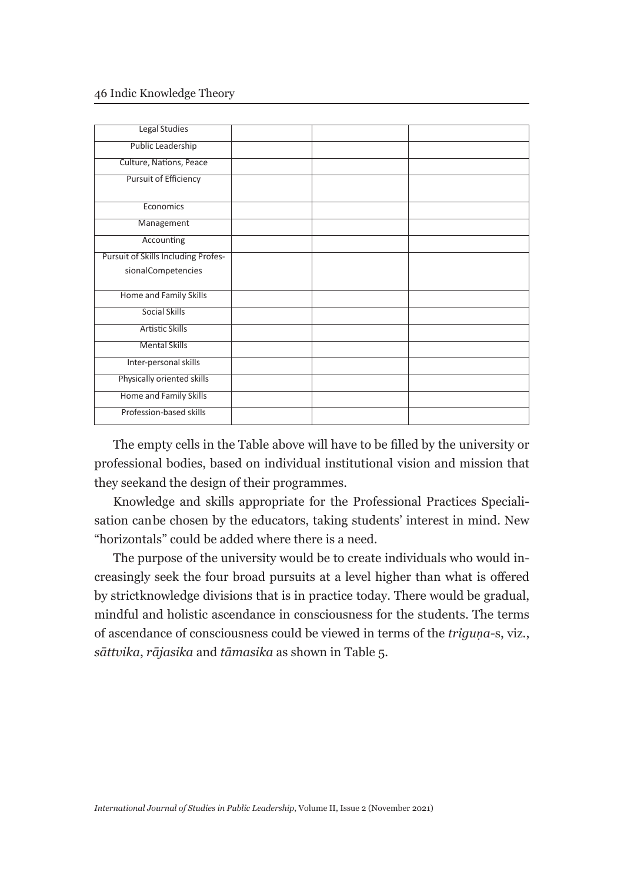| | | | |
|---|---|---|---|
| Legal Studies | | | |
| Public Leadership | | | |
| Culture, Nations, Peace | | | |
| Pursuit of Efficiency | | | |
| Economics | | | |
| Management | | | |
| Accounting | | | |
| Pursuit of Skills Including Profes-sionalCompetencies | | | |
| Home and Family Skills | | | |
| Social Skills | | | |
| Artistic Skills | | | |
| Mental Skills | | | |
| Inter-personal skills | | | |
| Physically oriented skills | | | |
| Home and Family Skills | | | |
| Profession-based skills | | | |

The empty cells in the Table above will have to be filled by the university or professional bodies, based on individual institutional vision and mission that they seekand the design of their programmes.

Knowledge and skills appropriate for the Professional Practices Specialisation canbe chosen by the educators, taking students' interest in mind. New "horizontals" could be added where there is a need.

The purpose of the university would be to create individuals who would increasingly seek the four broad pursuits at a level higher than what is offered by strictknowledge divisions that is in practice today. There would be gradual, mindful and holistic ascendance in consciousness for the students. The terms of ascendance of consciousness could be viewed in terms of the *triguṇa*-s, viz., *sāttvika*, *rājasika* and *tāmasika* as shown in Table 5.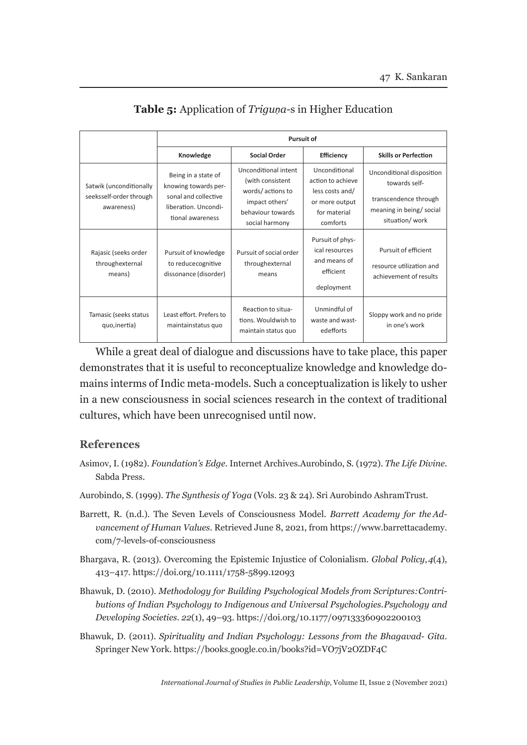**Table 5:** Application of *Triguṇa*-s in Higher Education

| | Pursuit of | | | |
|---|---|---|---|---|
| | **Knowledge** | **Social Order** | **Efficiency** | **Skills or Perfection** |
| Satwik (unconditionally seeksself-order through awareness) | Being in a state of knowing towards personal and collective liberation. Unconditional awareness | Unconditional intent (with consistent words/ actions to impact others' behaviour towards social harmony | Unconditional action to achieve less costs and/ or more output for material comforts | Unconditional disposition towards self-transcendence through meaning in being/ social situation/ work |
| Rajasic (seeks order throughexternal means) | Pursuit of knowledge to reducecognitive dissonance (disorder) | Pursuit of social order throughexternal means | Pursuit of physical resources and means of efficient deployment | Pursuit of efficient resource utilization and achievement of results |
| Tamasic (seeks status quo,inertia) | Least effort. Prefers to maintainstatus quo | Reaction to situations. Wouldwish to maintain status quo | Unmindful of waste and wastedefforts | Sloppy work and no pride in one's work |

While a great deal of dialogue and discussions have to take place, this paper demonstrates that it is useful to reconceptualize knowledge and knowledge domains interms of Indic meta-models. Such a conceptualization is likely to usher in a new consciousness in social sciences research in the context of traditional cultures, which have been unrecognised until now.

## References

Asimov, I. (1982). *Foundation's Edge*. Internet Archives.Aurobindo, S. (1972). *The Life Divine*. Sabda Press.

Aurobindo, S. (1999). *The Synthesis of Yoga* (Vols. 23 & 24). Sri Aurobindo AshramTrust.

Barrett, R. (n.d.). The Seven Levels of Consciousness Model. *Barrett Academy for the Advancement of Human Values*. Retrieved June 8, 2021, from https://www.barrettacademy.com/7-levels-of-consciousness

Bhargava, R. (2013). Overcoming the Epistemic Injustice of Colonialism. *Global Policy*, *4*(4), 413–417. https://doi.org/10.1111/1758-5899.12093

Bhawuk, D. (2010). *Methodology for Building Psychological Models from Scriptures: Contributions of Indian Psychology to Indigenous and Universal Psychologies. Psychology and Developing Societies*. *22*(1), 49–93. https://doi.org/10.1177/097133360902200103

Bhawuk, D. (2011). *Spirituality and Indian Psychology: Lessons from the Bhagavad- Gita*. Springer New York. https://books.google.co.in/books?id=VO7jV2OZDF4C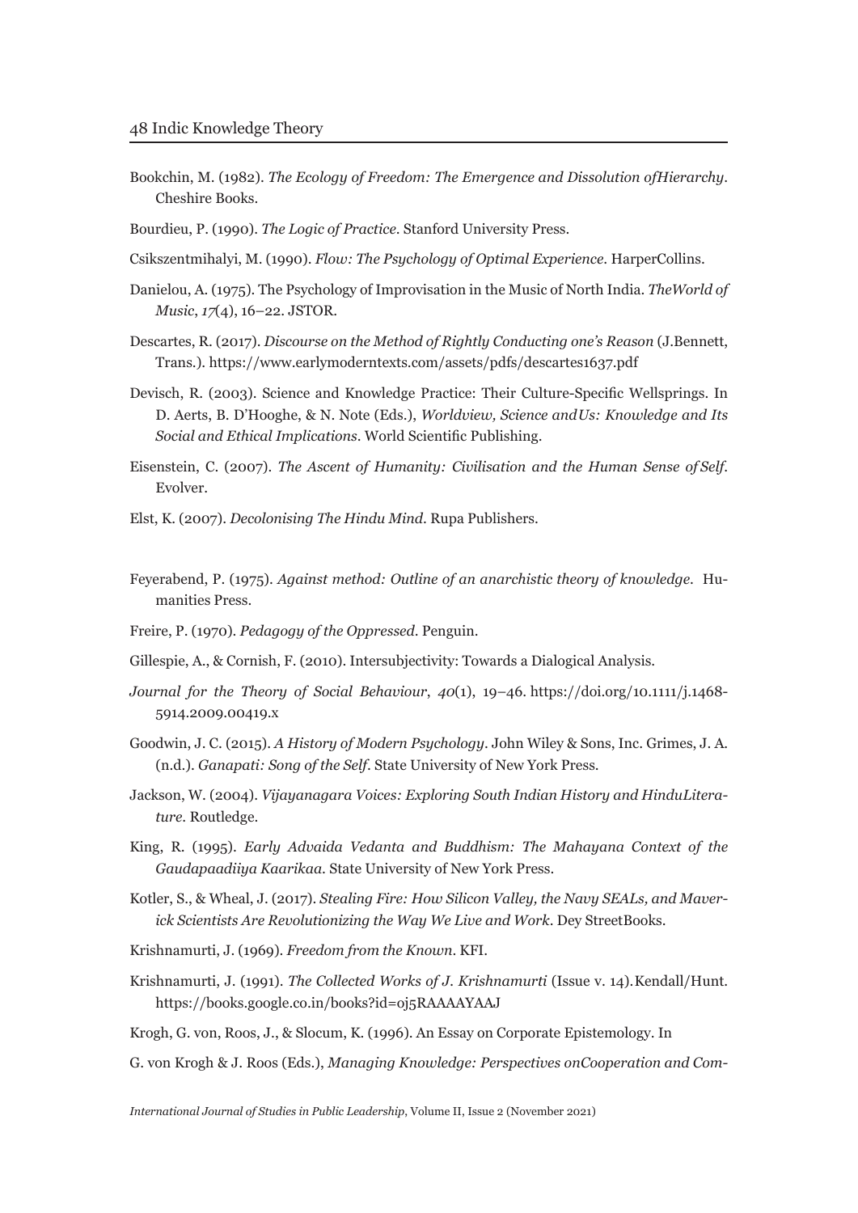Bookchin, M. (1982). *The Ecology of Freedom: The Emergence and Dissolution ofHierarchy*. Cheshire Books.

Bourdieu, P. (1990). *The Logic of Practice*. Stanford University Press.

Csikszentmihalyi, M. (1990). *Flow: The Psychology of Optimal Experience*. HarperCollins.

Danielou, A. (1975). The Psychology of Improvisation in the Music of North India. *TheWorld of Music*, *17*(4), 16–22. JSTOR.

Descartes, R. (2017). *Discourse on the Method of Rightly Conducting one's Reason* (J.Bennett, Trans.). https://www.earlymoderntexts.com/assets/pdfs/descartes1637.pdf

Devisch, R. (2003). Science and Knowledge Practice: Their Culture-Specific Wellsprings. In D. Aerts, B. D'Hooghe, & N. Note (Eds.), *Worldview, Science andUs: Knowledge and Its Social and Ethical Implications*. World Scientific Publishing.

Eisenstein, C. (2007). *The Ascent of Humanity: Civilisation and the Human Sense of Self*. Evolver.

Elst, K. (2007). *Decolonising The Hindu Mind*. Rupa Publishers.

Feyerabend, P. (1975). *Against method: Outline of an anarchistic theory of knowledge*. Humanities Press.

Freire, P. (1970). *Pedagogy of the Oppressed*. Penguin.

Gillespie, A., & Cornish, F. (2010). Intersubjectivity: Towards a Dialogical Analysis.

*Journal for the Theory of Social Behaviour*, *40*(1), 19–46. https://doi.org/10.1111/j.1468-5914.2009.00419.x

Goodwin, J. C. (2015). *A History of Modern Psychology*. John Wiley & Sons, Inc. Grimes, J. A. (n.d.). *Ganapati: Song of the Self*. State University of New York Press.

Jackson, W. (2004). *Vijayanagara Voices: Exploring South Indian History and HinduLiterature*. Routledge.

King, R. (1995). *Early Advaida Vedanta and Buddhism: The Mahayana Context of the Gaudapaadiiya Kaarikaa*. State University of New York Press.

Kotler, S., & Wheal, J. (2017). *Stealing Fire: How Silicon Valley, the Navy SEALs, and Maverick Scientists Are Revolutionizing the Way We Live and Work*. Dey StreetBooks.

Krishnamurti, J. (1969). *Freedom from the Known*. KFI.

Krishnamurti, J. (1991). *The Collected Works of J. Krishnamurti* (Issue v. 14).Kendall/Hunt. https://books.google.co.in/books?id=oj5RAAAAYAAJ

Krogh, G. von, Roos, J., & Slocum, K. (1996). An Essay on Corporate Epistemology. In

G. von Krogh & J. Roos (Eds.), *Managing Knowledge: Perspectives onCooperation and Com-*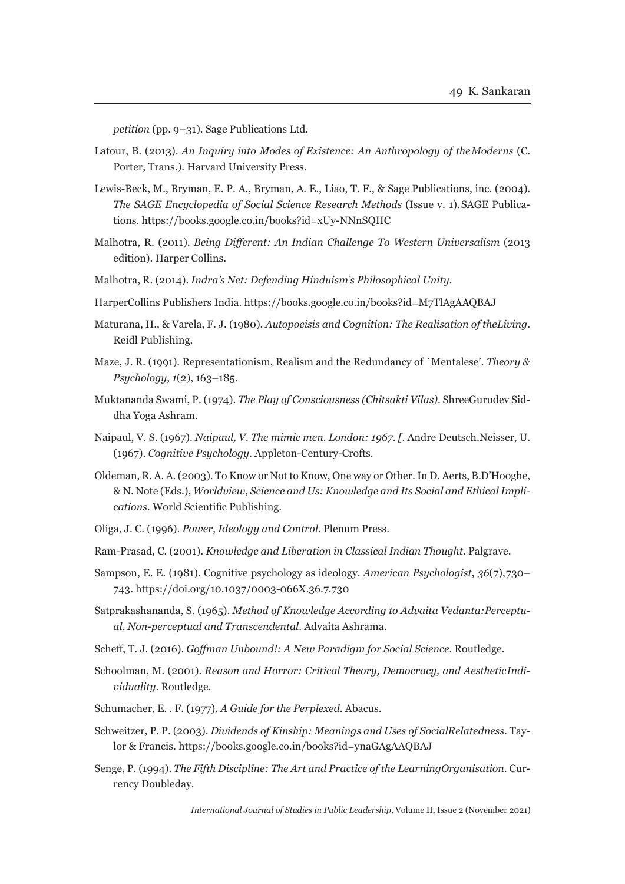*petition* (pp. 9–31). Sage Publications Ltd.

Latour, B. (2013). *An Inquiry into Modes of Existence: An Anthropology of theModerns* (C. Porter, Trans.). Harvard University Press.

Lewis-Beck, M., Bryman, E. P. A., Bryman, A. E., Liao, T. F., & Sage Publications, inc. (2004). *The SAGE Encyclopedia of Social Science Research Methods* (Issue v. 1). SAGE Publications. https://books.google.co.in/books?id=xUy-NNnSQIIC

Malhotra, R. (2011). *Being Different: An Indian Challenge To Western Universalism* (2013 edition). Harper Collins.

Malhotra, R. (2014). *Indra's Net: Defending Hinduism's Philosophical Unity*.

HarperCollins Publishers India. https://books.google.co.in/books?id=M7TlAgAAQBAJ

Maturana, H., & Varela, F. J. (1980). *Autopoeisis and Cognition: The Realisation of theLiving*. Reidl Publishing.

Maze, J. R. (1991). Representationism, Realism and the Redundancy of `Mentalese'. *Theory & Psychology*, *1*(2), 163–185.

Muktananda Swami, P. (1974). *The Play of Consciousness (Chitsakti Vilas)*. ShreeGurudev Siddha Yoga Ashram.

Naipaul, V. S. (1967). *Naipaul, V. The mimic men. London: 1967. [*. Andre Deutsch.Neisser, U. (1967). *Cognitive Psychology*. Appleton-Century-Crofts.

Oldeman, R. A. A. (2003). To Know or Not to Know, One way or Other. In D. Aerts, B.D'Hooghe, & N. Note (Eds.), *Worldview, Science and Us: Knowledge and Its Social and Ethical Implications*. World Scientific Publishing.

Oliga, J. C. (1996). *Power, Ideology and Control*. Plenum Press.

Ram-Prasad, C. (2001). *Knowledge and Liberation in Classical Indian Thought*. Palgrave.

Sampson, E. E. (1981). Cognitive psychology as ideology. *American Psychologist*, *36*(7),730–743. https://doi.org/10.1037/0003-066X.36.7.730

Satprakashananda, S. (1965). *Method of Knowledge According to Advaita Vedanta:Perceptual, Non-perceptual and Transcendental*. Advaita Ashrama.

Scheff, T. J. (2016). *Goffman Unbound!: A New Paradigm for Social Science*. Routledge.

Schoolman, M. (2001). *Reason and Horror: Critical Theory, Democracy, and AestheticIndividuality*. Routledge.

Schumacher, E. . F. (1977). *A Guide for the Perplexed*. Abacus.

Schweitzer, P. P. (2003). *Dividends of Kinship: Meanings and Uses of SocialRelatedness*. Taylor & Francis. https://books.google.co.in/books?id=ynaGAgAAQBAJ

Senge, P. (1994). *The Fifth Discipline: The Art and Practice of the LearningOrganisation*. Currency Doubleday.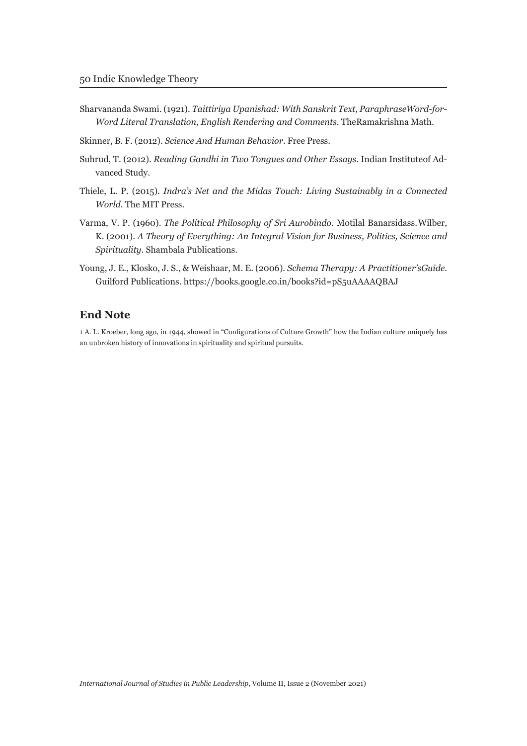Sharvananda Swami. (1921). *Taittiriya Upanishad: With Sanskrit Text, ParaphraseWord-for-Word Literal Translation, English Rendering and Comments*. TheRamakrishna Math.

Skinner, B. F. (2012). *Science And Human Behavior*. Free Press.

Suhrud, T. (2012). *Reading Gandhi in Two Tongues and Other Essays*. Indian Instituteof Advanced Study.

Thiele, L. P. (2015). *Indra's Net and the Midas Touch: Living Sustainably in a Connected World*. The MIT Press.

Varma, V. P. (1960). *The Political Philosophy of Sri Aurobindo*. Motilal Banarsidass.Wilber, K. (2001). *A Theory of Everything: An Integral Vision for Business, Politics, Science and Spirituality*. Shambala Publications.

Young, J. E., Klosko, J. S., & Weishaar, M. E. (2006). *Schema Therapy: A Practitioner'sGuide*. Guilford Publications. https://books.google.co.in/books?id=pS5uAAAAQBAJ

## End Note

1 A. L. Kroeber, long ago, in 1944, showed in "Configurations of Culture Growth" how the Indian culture uniquely has an unbroken history of innovations in spirituality and spiritual pursuits.